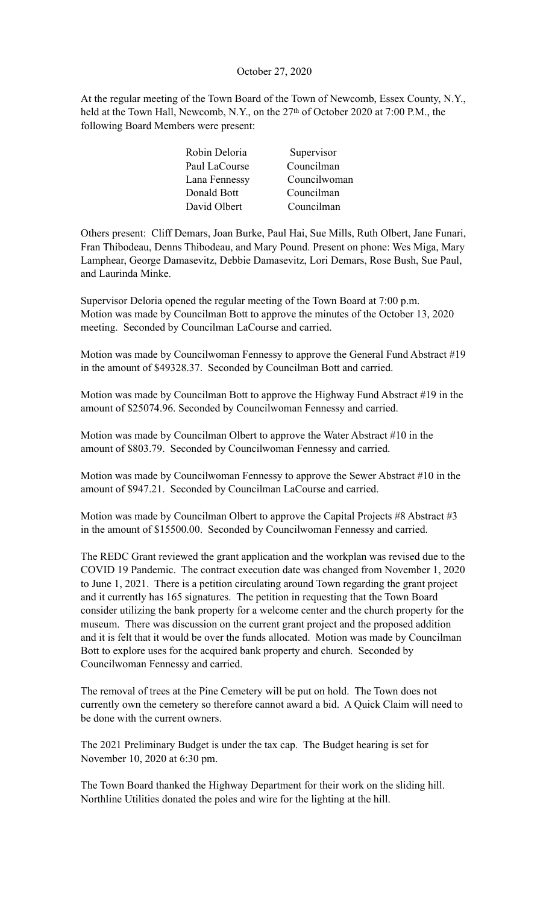October 27, 2020

At the regular meeting of the Town Board of the Town of Newcomb, Essex County, N.Y., held at the Town Hall, Newcomb, N.Y., on the 27th of October 2020 at 7:00 P.M., the following Board Members were present:

| | |
|---|---|
| Robin Deloria | Supervisor |
| Paul LaCourse | Councilman |
| Lana Fennessy | Councilwoman |
| Donald Bott | Councilman |
| David Olbert | Councilman |

Others present: Cliff Demars, Joan Burke, Paul Hai, Sue Mills, Ruth Olbert, Jane Funari, Fran Thibodeau, Denns Thibodeau, and Mary Pound. Present on phone: Wes Miga, Mary Lamphear, George Damasevitz, Debbie Damasevitz, Lori Demars, Rose Bush, Sue Paul, and Laurinda Minke.

Supervisor Deloria opened the regular meeting of the Town Board at 7:00 p.m. Motion was made by Councilman Bott to approve the minutes of the October 13, 2020 meeting. Seconded by Councilman LaCourse and carried.

Motion was made by Councilwoman Fennessy to approve the General Fund Abstract #19 in the amount of $49328.37. Seconded by Councilman Bott and carried.

Motion was made by Councilman Bott to approve the Highway Fund Abstract #19 in the amount of $25074.96. Seconded by Councilwoman Fennessy and carried.

Motion was made by Councilman Olbert to approve the Water Abstract #10 in the amount of $803.79. Seconded by Councilwoman Fennessy and carried.

Motion was made by Councilwoman Fennessy to approve the Sewer Abstract #10 in the amount of $947.21. Seconded by Councilman LaCourse and carried.

Motion was made by Councilman Olbert to approve the Capital Projects #8 Abstract #3 in the amount of $15500.00. Seconded by Councilwoman Fennessy and carried.

The REDC Grant reviewed the grant application and the workplan was revised due to the COVID 19 Pandemic. The contract execution date was changed from November 1, 2020 to June 1, 2021. There is a petition circulating around Town regarding the grant project and it currently has 165 signatures. The petition in requesting that the Town Board consider utilizing the bank property for a welcome center and the church property for the museum. There was discussion on the current grant project and the proposed addition and it is felt that it would be over the funds allocated. Motion was made by Councilman Bott to explore uses for the acquired bank property and church. Seconded by Councilwoman Fennessy and carried.

The removal of trees at the Pine Cemetery will be put on hold. The Town does not currently own the cemetery so therefore cannot award a bid. A Quick Claim will need to be done with the current owners.

The 2021 Preliminary Budget is under the tax cap. The Budget hearing is set for November 10, 2020 at 6:30 pm.

The Town Board thanked the Highway Department for their work on the sliding hill. Northline Utilities donated the poles and wire for the lighting at the hill.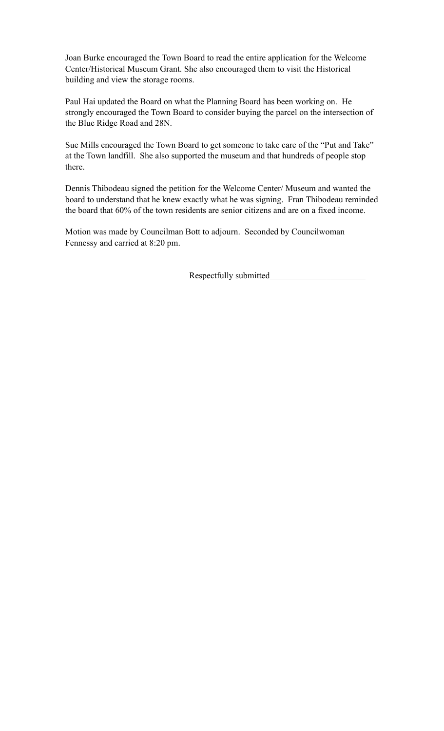Joan Burke encouraged the Town Board to read the entire application for the Welcome Center/Historical Museum Grant. She also encouraged them to visit the Historical building and view the storage rooms.

Paul Hai updated the Board on what the Planning Board has been working on. He strongly encouraged the Town Board to consider buying the parcel on the intersection of the Blue Ridge Road and 28N.

Sue Mills encouraged the Town Board to get someone to take care of the "Put and Take" at the Town landfill. She also supported the museum and that hundreds of people stop there.

Dennis Thibodeau signed the petition for the Welcome Center/ Museum and wanted the board to understand that he knew exactly what he was signing. Fran Thibodeau reminded the board that 60% of the town residents are senior citizens and are on a fixed income.

Motion was made by Councilman Bott to adjourn. Seconded by Councilwoman Fennessy and carried at 8:20 pm.

Respectfully submitted_____________________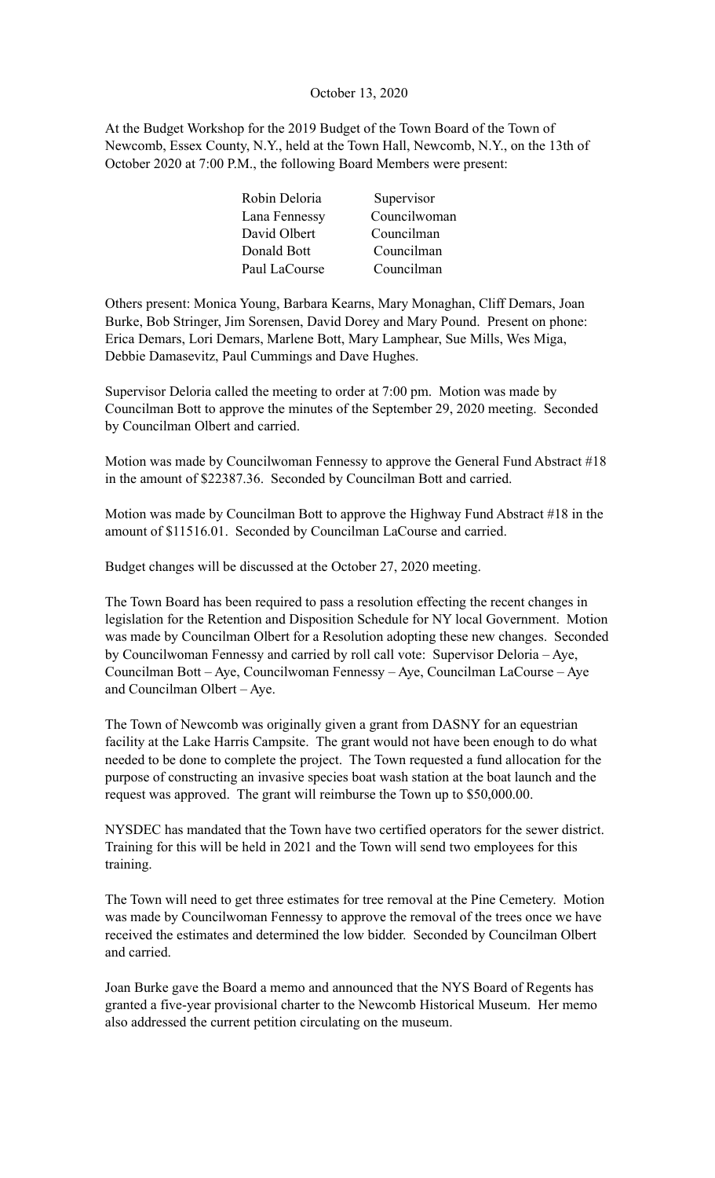October 13, 2020

At the Budget Workshop for the 2019 Budget of the Town Board of the Town of Newcomb, Essex County, N.Y., held at the Town Hall, Newcomb, N.Y., on the 13th of October 2020 at 7:00 P.M., the following Board Members were present:

| | |
|---|---|
| Robin Deloria | Supervisor |
| Lana Fennessy | Councilwoman |
| David Olbert | Councilman |
| Donald Bott | Councilman |
| Paul LaCourse | Councilman |

Others present: Monica Young, Barbara Kearns, Mary Monaghan, Cliff Demars, Joan Burke, Bob Stringer, Jim Sorensen, David Dorey and Mary Pound. Present on phone: Erica Demars, Lori Demars, Marlene Bott, Mary Lamphear, Sue Mills, Wes Miga, Debbie Damasevitz, Paul Cummings and Dave Hughes.

Supervisor Deloria called the meeting to order at 7:00 pm. Motion was made by Councilman Bott to approve the minutes of the September 29, 2020 meeting. Seconded by Councilman Olbert and carried.

Motion was made by Councilwoman Fennessy to approve the General Fund Abstract #18 in the amount of $22387.36. Seconded by Councilman Bott and carried.

Motion was made by Councilman Bott to approve the Highway Fund Abstract #18 in the amount of $11516.01. Seconded by Councilman LaCourse and carried.

Budget changes will be discussed at the October 27, 2020 meeting.

The Town Board has been required to pass a resolution effecting the recent changes in legislation for the Retention and Disposition Schedule for NY local Government. Motion was made by Councilman Olbert for a Resolution adopting these new changes. Seconded by Councilwoman Fennessy and carried by roll call vote: Supervisor Deloria – Aye, Councilman Bott – Aye, Councilwoman Fennessy – Aye, Councilman LaCourse – Aye and Councilman Olbert – Aye.

The Town of Newcomb was originally given a grant from DASNY for an equestrian facility at the Lake Harris Campsite. The grant would not have been enough to do what needed to be done to complete the project. The Town requested a fund allocation for the purpose of constructing an invasive species boat wash station at the boat launch and the request was approved. The grant will reimburse the Town up to $50,000.00.

NYSDEC has mandated that the Town have two certified operators for the sewer district. Training for this will be held in 2021 and the Town will send two employees for this training.

The Town will need to get three estimates for tree removal at the Pine Cemetery. Motion was made by Councilwoman Fennessy to approve the removal of the trees once we have received the estimates and determined the low bidder. Seconded by Councilman Olbert and carried.

Joan Burke gave the Board a memo and announced that the NYS Board of Regents has granted a five-year provisional charter to the Newcomb Historical Museum. Her memo also addressed the current petition circulating on the museum.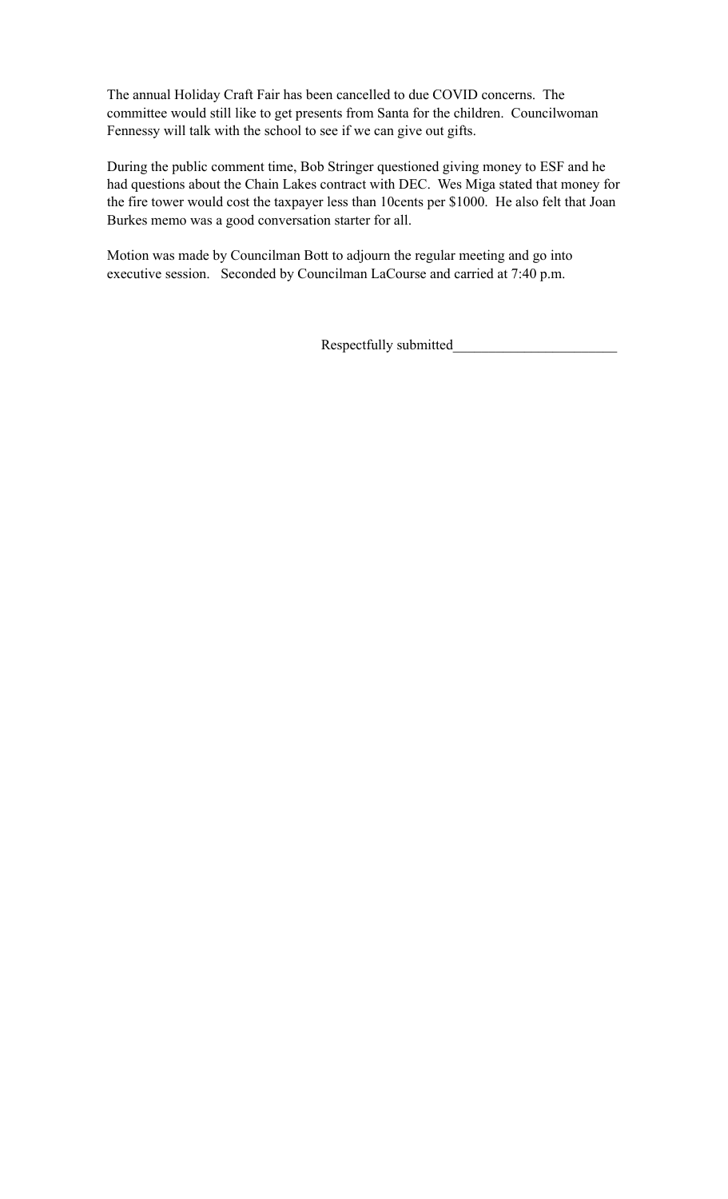The annual Holiday Craft Fair has been cancelled to due COVID concerns. The committee would still like to get presents from Santa for the children. Councilwoman Fennessy will talk with the school to see if we can give out gifts.

During the public comment time, Bob Stringer questioned giving money to ESF and he had questions about the Chain Lakes contract with DEC. Wes Miga stated that money for the fire tower would cost the taxpayer less than 10cents per $1000. He also felt that Joan Burkes memo was a good conversation starter for all.

Motion was made by Councilman Bott to adjourn the regular meeting and go into executive session. Seconded by Councilman LaCourse and carried at 7:40 p.m.

Respectfully submitted_______________________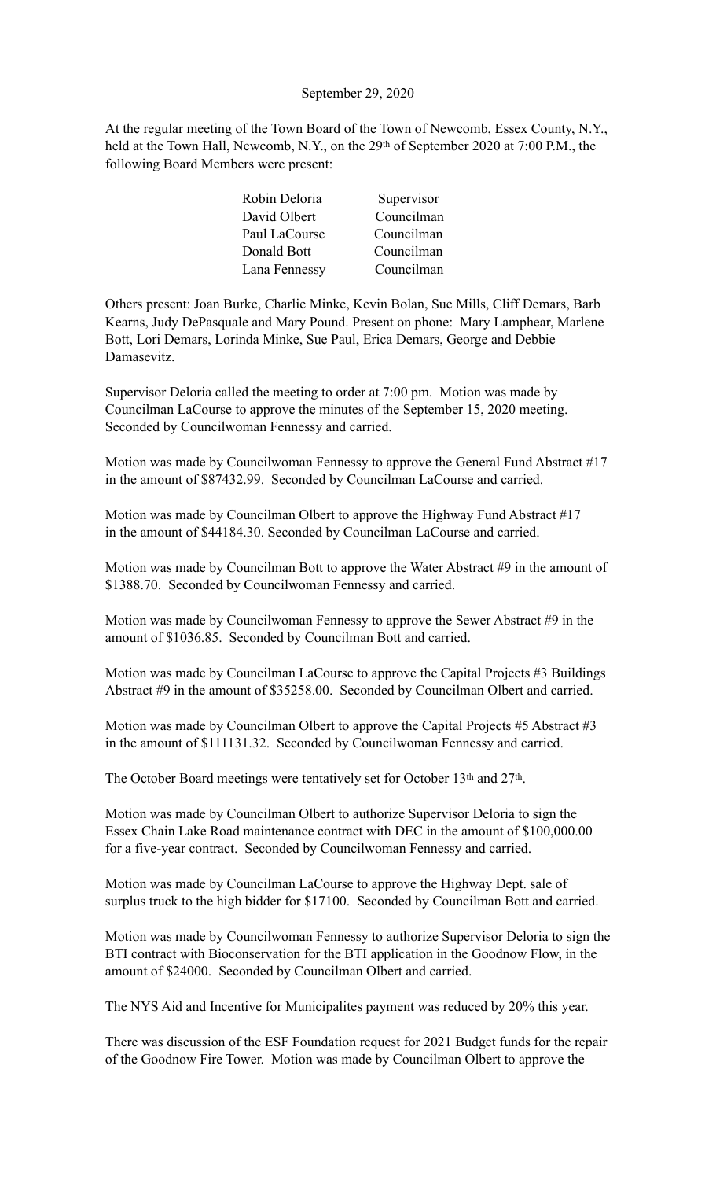September 29, 2020

At the regular meeting of the Town Board of the Town of Newcomb, Essex County, N.Y., held at the Town Hall, Newcomb, N.Y., on the 29th of September 2020 at 7:00 P.M., the following Board Members were present:

| | |
|---|---|
| Robin Deloria | Supervisor |
| David Olbert | Councilman |
| Paul LaCourse | Councilman |
| Donald Bott | Councilman |
| Lana Fennessy | Councilman |

Others present: Joan Burke, Charlie Minke, Kevin Bolan, Sue Mills, Cliff Demars, Barb Kearns, Judy DePasquale and Mary Pound. Present on phone: Mary Lamphear, Marlene Bott, Lori Demars, Lorinda Minke, Sue Paul, Erica Demars, George and Debbie Damasevitz.

Supervisor Deloria called the meeting to order at 7:00 pm. Motion was made by Councilman LaCourse to approve the minutes of the September 15, 2020 meeting. Seconded by Councilwoman Fennessy and carried.

Motion was made by Councilwoman Fennessy to approve the General Fund Abstract #17 in the amount of $87432.99. Seconded by Councilman LaCourse and carried.

Motion was made by Councilman Olbert to approve the Highway Fund Abstract #17 in the amount of $44184.30. Seconded by Councilman LaCourse and carried.

Motion was made by Councilman Bott to approve the Water Abstract #9 in the amount of $1388.70. Seconded by Councilwoman Fennessy and carried.

Motion was made by Councilwoman Fennessy to approve the Sewer Abstract #9 in the amount of $1036.85. Seconded by Councilman Bott and carried.

Motion was made by Councilman LaCourse to approve the Capital Projects #3 Buildings Abstract #9 in the amount of $35258.00. Seconded by Councilman Olbert and carried.

Motion was made by Councilman Olbert to approve the Capital Projects #5 Abstract #3 in the amount of $111131.32. Seconded by Councilwoman Fennessy and carried.

The October Board meetings were tentatively set for October 13th and 27th.

Motion was made by Councilman Olbert to authorize Supervisor Deloria to sign the Essex Chain Lake Road maintenance contract with DEC in the amount of $100,000.00 for a five-year contract. Seconded by Councilwoman Fennessy and carried.

Motion was made by Councilman LaCourse to approve the Highway Dept. sale of surplus truck to the high bidder for $17100. Seconded by Councilman Bott and carried.

Motion was made by Councilwoman Fennessy to authorize Supervisor Deloria to sign the BTI contract with Bioconservation for the BTI application in the Goodnow Flow, in the amount of $24000. Seconded by Councilman Olbert and carried.

The NYS Aid and Incentive for Municipalites payment was reduced by 20% this year.

There was discussion of the ESF Foundation request for 2021 Budget funds for the repair of the Goodnow Fire Tower. Motion was made by Councilman Olbert to approve the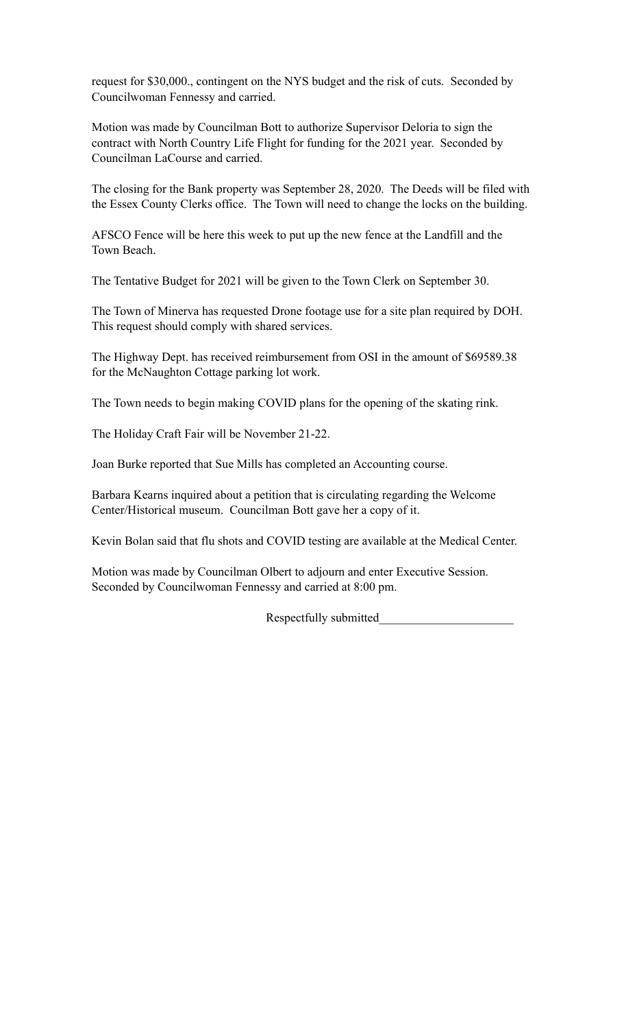request for $30,000., contingent on the NYS budget and the risk of cuts. Seconded by Councilwoman Fennessy and carried.

Motion was made by Councilman Bott to authorize Supervisor Deloria to sign the contract with North Country Life Flight for funding for the 2021 year. Seconded by Councilman LaCourse and carried.

The closing for the Bank property was September 28, 2020. The Deeds will be filed with the Essex County Clerks office. The Town will need to change the locks on the building.

AFSCO Fence will be here this week to put up the new fence at the Landfill and the Town Beach.

The Tentative Budget for 2021 will be given to the Town Clerk on September 30.

The Town of Minerva has requested Drone footage use for a site plan required by DOH. This request should comply with shared services.

The Highway Dept. has received reimbursement from OSI in the amount of $69589.38 for the McNaughton Cottage parking lot work.

The Town needs to begin making COVID plans for the opening of the skating rink.

The Holiday Craft Fair will be November 21-22.

Joan Burke reported that Sue Mills has completed an Accounting course.

Barbara Kearns inquired about a petition that is circulating regarding the Welcome Center/Historical museum. Councilman Bott gave her a copy of it.

Kevin Bolan said that flu shots and COVID testing are available at the Medical Center.

Motion was made by Councilman Olbert to adjourn and enter Executive Session. Seconded by Councilwoman Fennessy and carried at 8:00 pm.

Respectfully submitted_____________________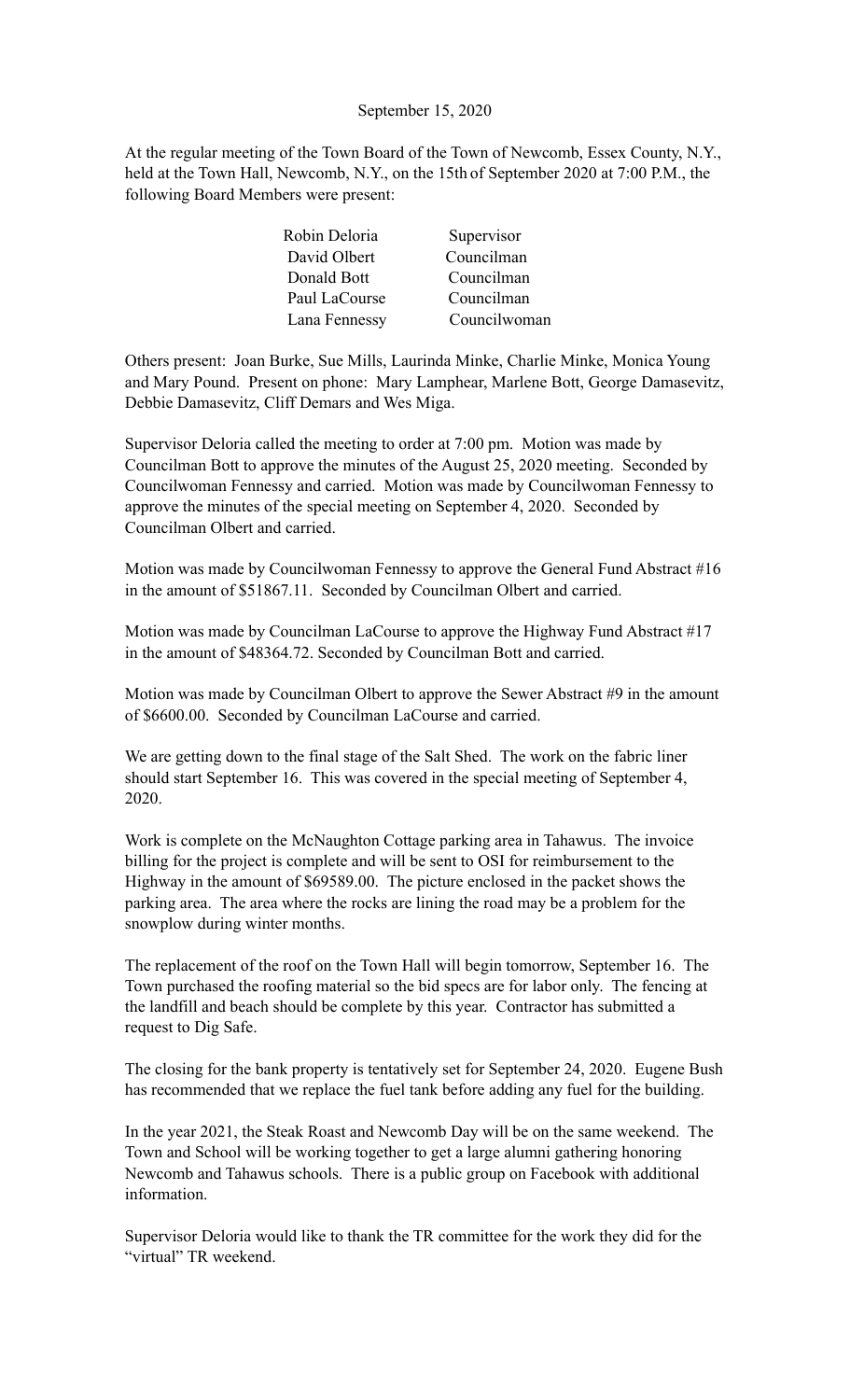September 15, 2020

At the regular meeting of the Town Board of the Town of Newcomb, Essex County, N.Y., held at the Town Hall, Newcomb, N.Y., on the 15th of September 2020 at 7:00 P.M., the following Board Members were present:

| | |
|---|---|
| Robin Deloria | Supervisor |
| David Olbert | Councilman |
| Donald Bott | Councilman |
| Paul LaCourse | Councilman |
| Lana Fennessy | Councilwoman |

Others present: Joan Burke, Sue Mills, Laurinda Minke, Charlie Minke, Monica Young and Mary Pound. Present on phone: Mary Lamphear, Marlene Bott, George Damasevitz, Debbie Damasevitz, Cliff Demars and Wes Miga.

Supervisor Deloria called the meeting to order at 7:00 pm. Motion was made by Councilman Bott to approve the minutes of the August 25, 2020 meeting. Seconded by Councilwoman Fennessy and carried. Motion was made by Councilwoman Fennessy to approve the minutes of the special meeting on September 4, 2020. Seconded by Councilman Olbert and carried.

Motion was made by Councilwoman Fennessy to approve the General Fund Abstract #16 in the amount of $51867.11. Seconded by Councilman Olbert and carried.

Motion was made by Councilman LaCourse to approve the Highway Fund Abstract #17 in the amount of $48364.72. Seconded by Councilman Bott and carried.

Motion was made by Councilman Olbert to approve the Sewer Abstract #9 in the amount of $6600.00. Seconded by Councilman LaCourse and carried.

We are getting down to the final stage of the Salt Shed. The work on the fabric liner should start September 16. This was covered in the special meeting of September 4, 2020.

Work is complete on the McNaughton Cottage parking area in Tahawus. The invoice billing for the project is complete and will be sent to OSI for reimbursement to the Highway in the amount of $69589.00. The picture enclosed in the packet shows the parking area. The area where the rocks are lining the road may be a problem for the snowplow during winter months.

The replacement of the roof on the Town Hall will begin tomorrow, September 16. The Town purchased the roofing material so the bid specs are for labor only. The fencing at the landfill and beach should be complete by this year. Contractor has submitted a request to Dig Safe.

The closing for the bank property is tentatively set for September 24, 2020. Eugene Bush has recommended that we replace the fuel tank before adding any fuel for the building.

In the year 2021, the Steak Roast and Newcomb Day will be on the same weekend. The Town and School will be working together to get a large alumni gathering honoring Newcomb and Tahawus schools. There is a public group on Facebook with additional information.

Supervisor Deloria would like to thank the TR committee for the work they did for the "virtual" TR weekend.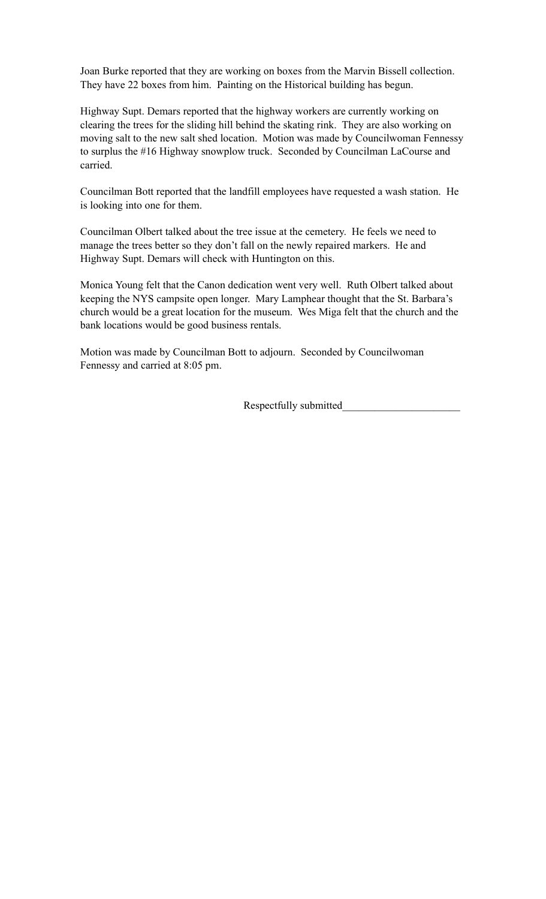Joan Burke reported that they are working on boxes from the Marvin Bissell collection. They have 22 boxes from him. Painting on the Historical building has begun.

Highway Supt. Demars reported that the highway workers are currently working on clearing the trees for the sliding hill behind the skating rink. They are also working on moving salt to the new salt shed location. Motion was made by Councilwoman Fennessy to surplus the #16 Highway snowplow truck. Seconded by Councilman LaCourse and carried.

Councilman Bott reported that the landfill employees have requested a wash station. He is looking into one for them.

Councilman Olbert talked about the tree issue at the cemetery. He feels we need to manage the trees better so they don't fall on the newly repaired markers. He and Highway Supt. Demars will check with Huntington on this.

Monica Young felt that the Canon dedication went very well. Ruth Olbert talked about keeping the NYS campsite open longer. Mary Lamphear thought that the St. Barbara's church would be a great location for the museum. Wes Miga felt that the church and the bank locations would be good business rentals.

Motion was made by Councilman Bott to adjourn. Seconded by Councilwoman Fennessy and carried at 8:05 pm.

Respectfully submitted______________________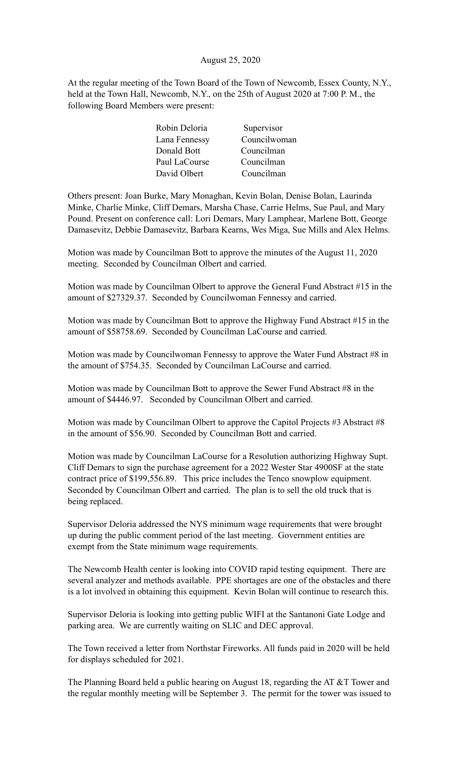August 25, 2020

At the regular meeting of the Town Board of the Town of Newcomb, Essex County, N.Y., held at the Town Hall, Newcomb, N.Y., on the 25th of August 2020 at 7:00 P. M., the following Board Members were present:

| | |
|---|---|
| Robin Deloria | Supervisor |
| Lana Fennessy | Councilwoman |
| Donald Bott | Councilman |
| Paul LaCourse | Councilman |
| David Olbert | Councilman |

Others present: Joan Burke, Mary Monaghan, Kevin Bolan, Denise Bolan, Laurinda Minke, Charlie Minke, Cliff Demars, Marsha Chase, Carrie Helms, Sue Paul, and Mary Pound. Present on conference call: Lori Demars, Mary Lamphear, Marlene Bott, George Damasevitz, Debbie Damasevitz, Barbara Kearns, Wes Miga, Sue Mills and Alex Helms.

Motion was made by Councilman Bott to approve the minutes of the August 11, 2020 meeting. Seconded by Councilman Olbert and carried.

Motion was made by Councilman Olbert to approve the General Fund Abstract #15 in the amount of $27329.37. Seconded by Councilwoman Fennessy and carried.

Motion was made by Councilman Bott to approve the Highway Fund Abstract #15 in the amount of $58758.69. Seconded by Councilman LaCourse and carried.

Motion was made by Councilwoman Fennessy to approve the Water Fund Abstract #8 in the amount of $754.35. Seconded by Councilman LaCourse and carried.

Motion was made by Councilman Bott to approve the Sewer Fund Abstract #8 in the amount of $4446.97. Seconded by Councilman Olbert and carried.

Motion was made by Councilman Olbert to approve the Capitol Projects #3 Abstract #8 in the amount of $56.90. Seconded by Councilman Bott and carried.

Motion was made by Councilman LaCourse for a Resolution authorizing Highway Supt. Cliff Demars to sign the purchase agreement for a 2022 Wester Star 4900SF at the state contract price of $199,556.89. This price includes the Tenco snowplow equipment. Seconded by Councilman Olbert and carried. The plan is to sell the old truck that is being replaced.

Supervisor Deloria addressed the NYS minimum wage requirements that were brought up during the public comment period of the last meeting. Government entities are exempt from the State minimum wage requirements.

The Newcomb Health center is looking into COVID rapid testing equipment. There are several analyzer and methods available. PPE shortages are one of the obstacles and there is a lot involved in obtaining this equipment. Kevin Bolan will continue to research this.

Supervisor Deloria is looking into getting public WIFI at the Santanoni Gate Lodge and parking area. We are currently waiting on SLIC and DEC approval.

The Town received a letter from Northstar Fireworks. All funds paid in 2020 will be held for displays scheduled for 2021.

The Planning Board held a public hearing on August 18, regarding the AT &T Tower and the regular monthly meeting will be September 3. The permit for the tower was issued to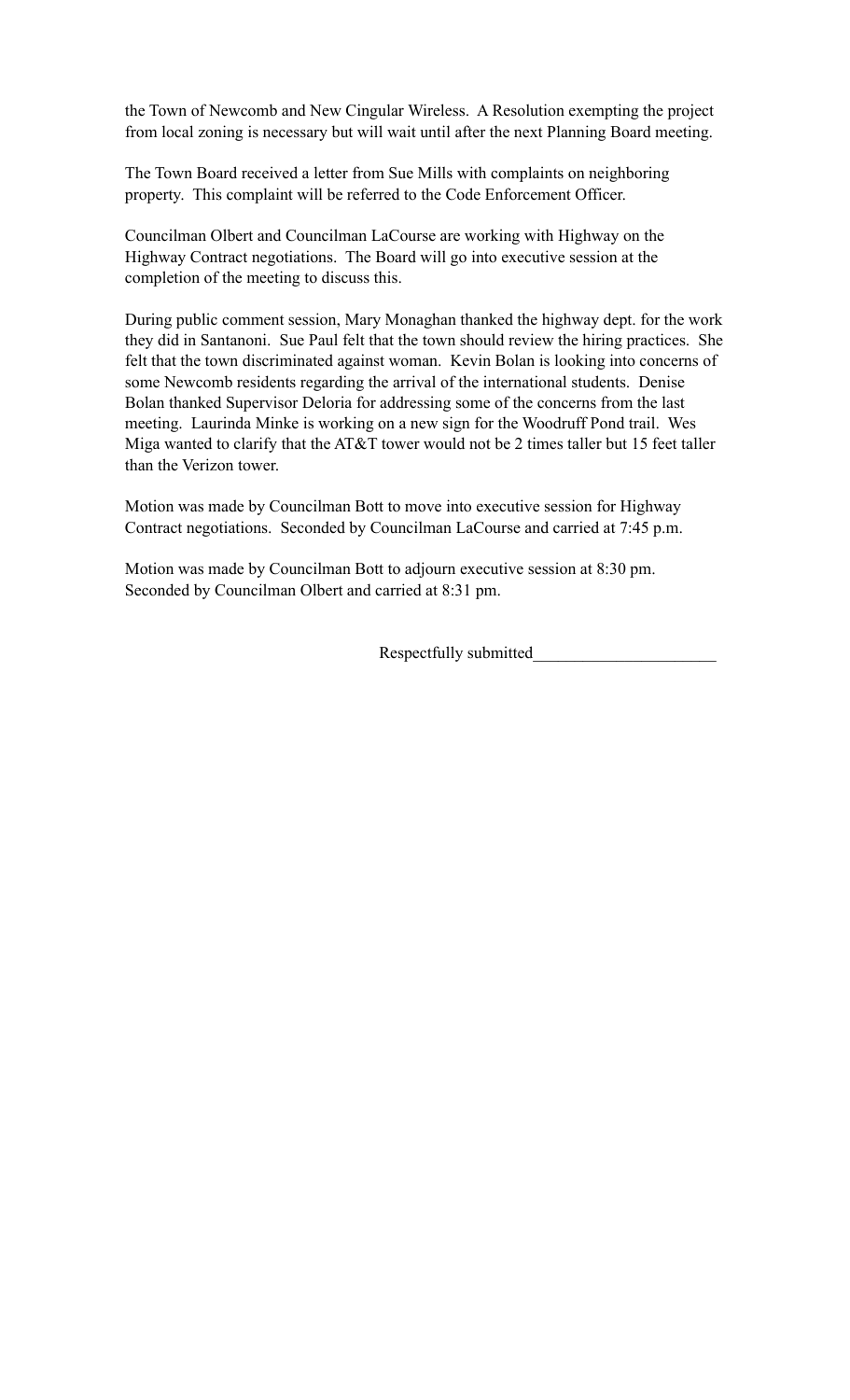the Town of Newcomb and New Cingular Wireless. A Resolution exempting the project from local zoning is necessary but will wait until after the next Planning Board meeting.

The Town Board received a letter from Sue Mills with complaints on neighboring property. This complaint will be referred to the Code Enforcement Officer.

Councilman Olbert and Councilman LaCourse are working with Highway on the Highway Contract negotiations. The Board will go into executive session at the completion of the meeting to discuss this.

During public comment session, Mary Monaghan thanked the highway dept. for the work they did in Santanoni. Sue Paul felt that the town should review the hiring practices. She felt that the town discriminated against woman. Kevin Bolan is looking into concerns of some Newcomb residents regarding the arrival of the international students. Denise Bolan thanked Supervisor Deloria for addressing some of the concerns from the last meeting. Laurinda Minke is working on a new sign for the Woodruff Pond trail. Wes Miga wanted to clarify that the AT&T tower would not be 2 times taller but 15 feet taller than the Verizon tower.

Motion was made by Councilman Bott to move into executive session for Highway Contract negotiations. Seconded by Councilman LaCourse and carried at 7:45 p.m.

Motion was made by Councilman Bott to adjourn executive session at 8:30 pm. Seconded by Councilman Olbert and carried at 8:31 pm.

Respectfully submitted______________________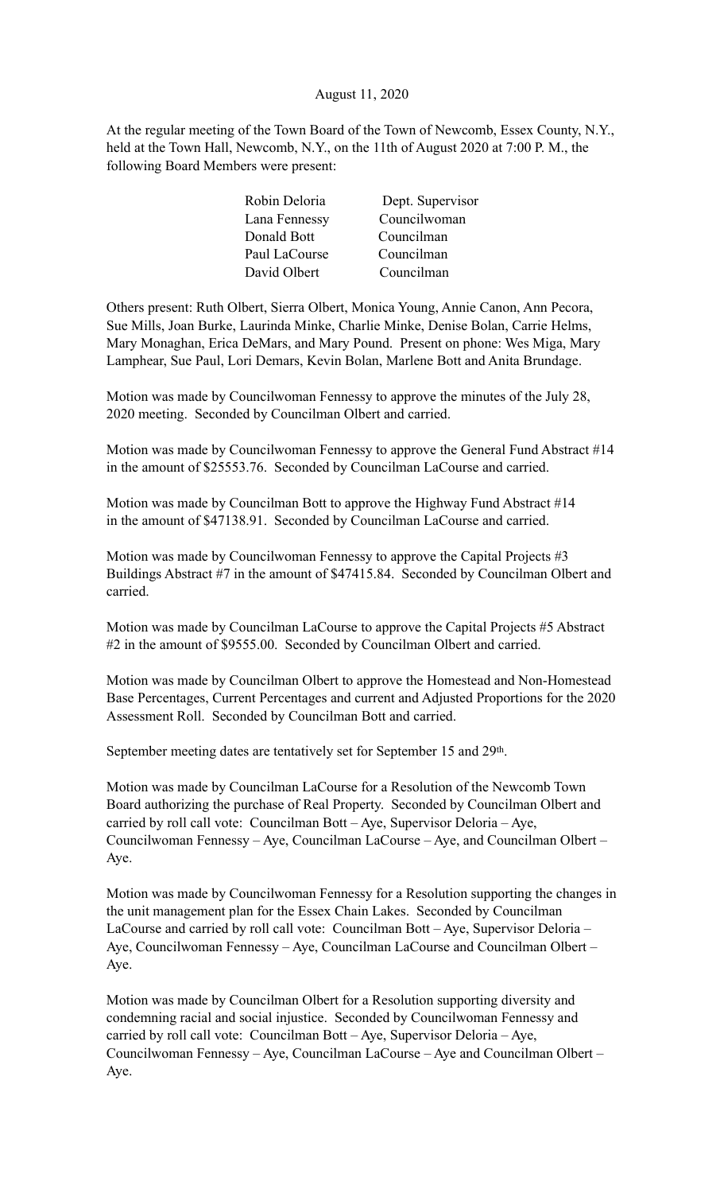August 11, 2020

At the regular meeting of the Town Board of the Town of Newcomb, Essex County, N.Y., held at the Town Hall, Newcomb, N.Y., on the 11th of August 2020 at 7:00 P. M., the following Board Members were present:

| | |
|---|---|
| Robin Deloria | Dept. Supervisor |
| Lana Fennessy | Councilwoman |
| Donald Bott | Councilman |
| Paul LaCourse | Councilman |
| David Olbert | Councilman |

Others present: Ruth Olbert, Sierra Olbert, Monica Young, Annie Canon, Ann Pecora, Sue Mills, Joan Burke, Laurinda Minke, Charlie Minke, Denise Bolan, Carrie Helms, Mary Monaghan, Erica DeMars, and Mary Pound. Present on phone: Wes Miga, Mary Lamphear, Sue Paul, Lori Demars, Kevin Bolan, Marlene Bott and Anita Brundage.

Motion was made by Councilwoman Fennessy to approve the minutes of the July 28, 2020 meeting. Seconded by Councilman Olbert and carried.

Motion was made by Councilwoman Fennessy to approve the General Fund Abstract #14 in the amount of $25553.76. Seconded by Councilman LaCourse and carried.

Motion was made by Councilman Bott to approve the Highway Fund Abstract #14 in the amount of $47138.91. Seconded by Councilman LaCourse and carried.

Motion was made by Councilwoman Fennessy to approve the Capital Projects #3 Buildings Abstract #7 in the amount of $47415.84. Seconded by Councilman Olbert and carried.

Motion was made by Councilman LaCourse to approve the Capital Projects #5 Abstract #2 in the amount of $9555.00. Seconded by Councilman Olbert and carried.

Motion was made by Councilman Olbert to approve the Homestead and Non-Homestead Base Percentages, Current Percentages and current and Adjusted Proportions for the 2020 Assessment Roll. Seconded by Councilman Bott and carried.

September meeting dates are tentatively set for September 15 and 29th.

Motion was made by Councilman LaCourse for a Resolution of the Newcomb Town Board authorizing the purchase of Real Property. Seconded by Councilman Olbert and carried by roll call vote: Councilman Bott – Aye, Supervisor Deloria – Aye, Councilwoman Fennessy – Aye, Councilman LaCourse – Aye, and Councilman Olbert – Aye.

Motion was made by Councilwoman Fennessy for a Resolution supporting the changes in the unit management plan for the Essex Chain Lakes. Seconded by Councilman LaCourse and carried by roll call vote: Councilman Bott – Aye, Supervisor Deloria – Aye, Councilwoman Fennessy – Aye, Councilman LaCourse and Councilman Olbert – Aye.

Motion was made by Councilman Olbert for a Resolution supporting diversity and condemning racial and social injustice. Seconded by Councilwoman Fennessy and carried by roll call vote: Councilman Bott – Aye, Supervisor Deloria – Aye, Councilwoman Fennessy – Aye, Councilman LaCourse – Aye and Councilman Olbert – Aye.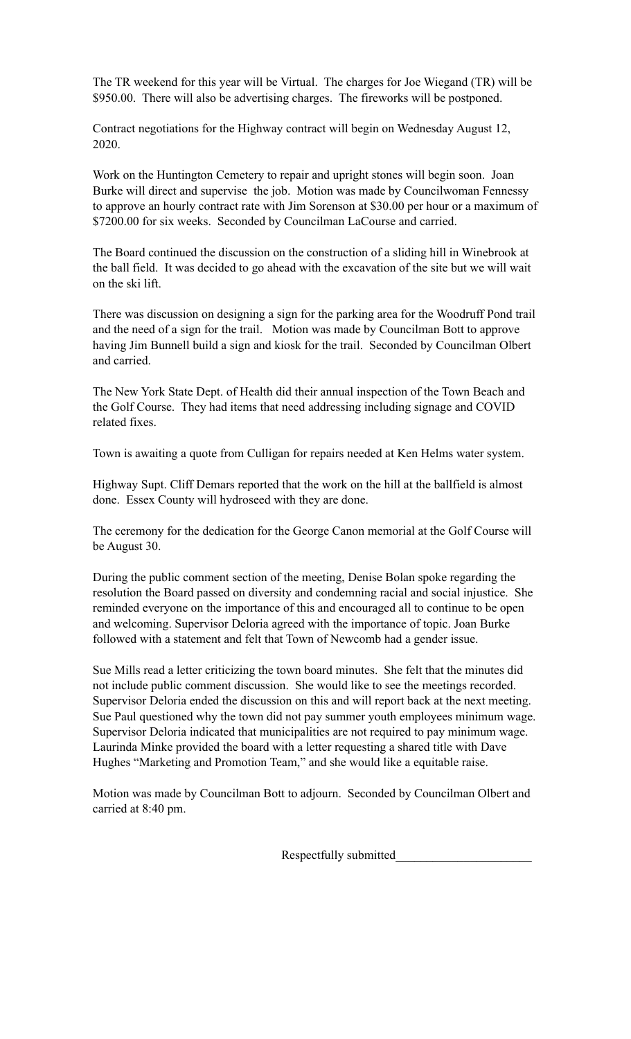The TR weekend for this year will be Virtual. The charges for Joe Wiegand (TR) will be $950.00. There will also be advertising charges. The fireworks will be postponed.

Contract negotiations for the Highway contract will begin on Wednesday August 12, 2020.

Work on the Huntington Cemetery to repair and upright stones will begin soon. Joan Burke will direct and supervise the job. Motion was made by Councilwoman Fennessy to approve an hourly contract rate with Jim Sorenson at $30.00 per hour or a maximum of $7200.00 for six weeks. Seconded by Councilman LaCourse and carried.

The Board continued the discussion on the construction of a sliding hill in Winebrook at the ball field. It was decided to go ahead with the excavation of the site but we will wait on the ski lift.

There was discussion on designing a sign for the parking area for the Woodruff Pond trail and the need of a sign for the trail. Motion was made by Councilman Bott to approve having Jim Bunnell build a sign and kiosk for the trail. Seconded by Councilman Olbert and carried.

The New York State Dept. of Health did their annual inspection of the Town Beach and the Golf Course. They had items that need addressing including signage and COVID related fixes.

Town is awaiting a quote from Culligan for repairs needed at Ken Helms water system.

Highway Supt. Cliff Demars reported that the work on the hill at the ballfield is almost done. Essex County will hydroseed with they are done.

The ceremony for the dedication for the George Canon memorial at the Golf Course will be August 30.

During the public comment section of the meeting, Denise Bolan spoke regarding the resolution the Board passed on diversity and condemning racial and social injustice. She reminded everyone on the importance of this and encouraged all to continue to be open and welcoming. Supervisor Deloria agreed with the importance of topic. Joan Burke followed with a statement and felt that Town of Newcomb had a gender issue.

Sue Mills read a letter criticizing the town board minutes. She felt that the minutes did not include public comment discussion. She would like to see the meetings recorded. Supervisor Deloria ended the discussion on this and will report back at the next meeting. Sue Paul questioned why the town did not pay summer youth employees minimum wage. Supervisor Deloria indicated that municipalities are not required to pay minimum wage. Laurinda Minke provided the board with a letter requesting a shared title with Dave Hughes "Marketing and Promotion Team," and she would like a equitable raise.

Motion was made by Councilman Bott to adjourn. Seconded by Councilman Olbert and carried at 8:40 pm.

Respectfully submitted______________________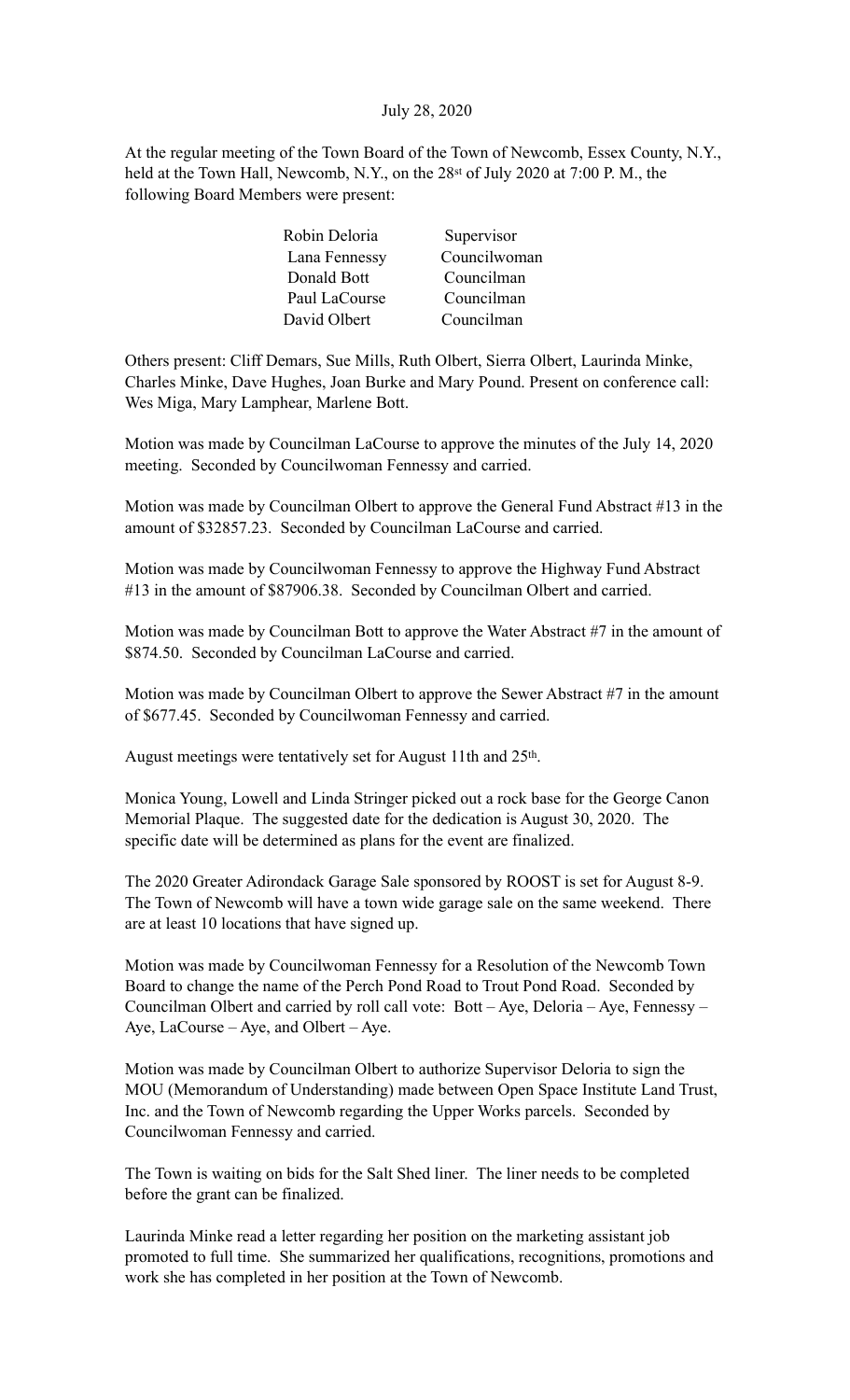July 28, 2020

At the regular meeting of the Town Board of the Town of Newcomb, Essex County, N.Y., held at the Town Hall, Newcomb, N.Y., on the 28st of July 2020 at 7:00 P. M., the following Board Members were present:

| | |
|---|---|
| Robin Deloria | Supervisor |
| Lana Fennessy | Councilwoman |
| Donald Bott | Councilman |
| Paul LaCourse | Councilman |
| David Olbert | Councilman |

Others present: Cliff Demars, Sue Mills, Ruth Olbert, Sierra Olbert, Laurinda Minke, Charles Minke, Dave Hughes, Joan Burke and Mary Pound. Present on conference call: Wes Miga, Mary Lamphear, Marlene Bott.

Motion was made by Councilman LaCourse to approve the minutes of the July 14, 2020 meeting. Seconded by Councilwoman Fennessy and carried.

Motion was made by Councilman Olbert to approve the General Fund Abstract #13 in the amount of $32857.23. Seconded by Councilman LaCourse and carried.

Motion was made by Councilwoman Fennessy to approve the Highway Fund Abstract #13 in the amount of $87906.38. Seconded by Councilman Olbert and carried.

Motion was made by Councilman Bott to approve the Water Abstract #7 in the amount of $874.50. Seconded by Councilman LaCourse and carried.

Motion was made by Councilman Olbert to approve the Sewer Abstract #7 in the amount of $677.45. Seconded by Councilwoman Fennessy and carried.

August meetings were tentatively set for August 11th and 25th.

Monica Young, Lowell and Linda Stringer picked out a rock base for the George Canon Memorial Plaque. The suggested date for the dedication is August 30, 2020. The specific date will be determined as plans for the event are finalized.

The 2020 Greater Adirondack Garage Sale sponsored by ROOST is set for August 8-9. The Town of Newcomb will have a town wide garage sale on the same weekend. There are at least 10 locations that have signed up.

Motion was made by Councilwoman Fennessy for a Resolution of the Newcomb Town Board to change the name of the Perch Pond Road to Trout Pond Road. Seconded by Councilman Olbert and carried by roll call vote: Bott – Aye, Deloria – Aye, Fennessy – Aye, LaCourse – Aye, and Olbert – Aye.

Motion was made by Councilman Olbert to authorize Supervisor Deloria to sign the MOU (Memorandum of Understanding) made between Open Space Institute Land Trust, Inc. and the Town of Newcomb regarding the Upper Works parcels. Seconded by Councilwoman Fennessy and carried.

The Town is waiting on bids for the Salt Shed liner. The liner needs to be completed before the grant can be finalized.

Laurinda Minke read a letter regarding her position on the marketing assistant job promoted to full time. She summarized her qualifications, recognitions, promotions and work she has completed in her position at the Town of Newcomb.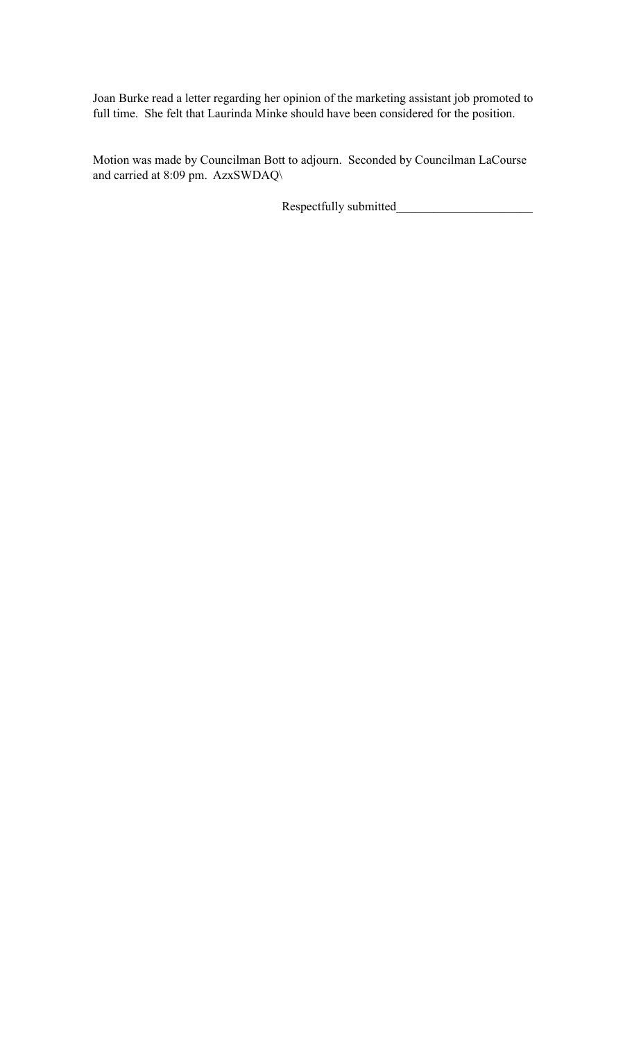Joan Burke read a letter regarding her opinion of the marketing assistant job promoted to full time. She felt that Laurinda Minke should have been considered for the position.

Motion was made by Councilman Bott to adjourn. Seconded by Councilman LaCourse and carried at 8:09 pm. AzxSWDAQ\

Respectfully submitted______________________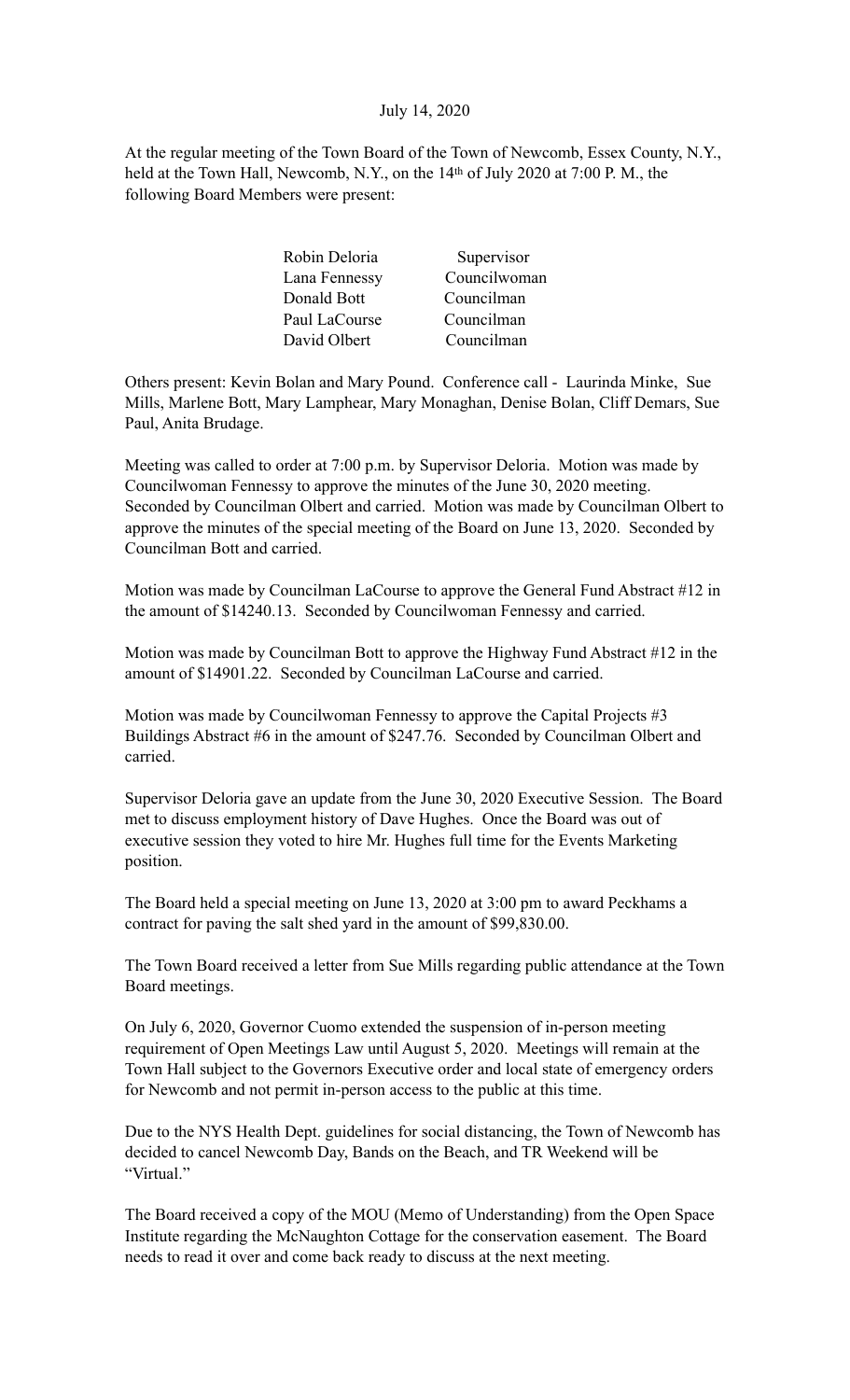July 14, 2020

At the regular meeting of the Town Board of the Town of Newcomb, Essex County, N.Y., held at the Town Hall, Newcomb, N.Y., on the 14th of July 2020 at 7:00 P. M., the following Board Members were present:

| | |
|---|---|
| Robin Deloria | Supervisor |
| Lana Fennessy | Councilwoman |
| Donald Bott | Councilman |
| Paul LaCourse | Councilman |
| David Olbert | Councilman |

Others present: Kevin Bolan and Mary Pound. Conference call - Laurinda Minke, Sue Mills, Marlene Bott, Mary Lamphear, Mary Monaghan, Denise Bolan, Cliff Demars, Sue Paul, Anita Brudage.

Meeting was called to order at 7:00 p.m. by Supervisor Deloria. Motion was made by Councilwoman Fennessy to approve the minutes of the June 30, 2020 meeting. Seconded by Councilman Olbert and carried. Motion was made by Councilman Olbert to approve the minutes of the special meeting of the Board on June 13, 2020. Seconded by Councilman Bott and carried.

Motion was made by Councilman LaCourse to approve the General Fund Abstract #12 in the amount of $14240.13. Seconded by Councilwoman Fennessy and carried.

Motion was made by Councilman Bott to approve the Highway Fund Abstract #12 in the amount of $14901.22. Seconded by Councilman LaCourse and carried.

Motion was made by Councilwoman Fennessy to approve the Capital Projects #3 Buildings Abstract #6 in the amount of $247.76. Seconded by Councilman Olbert and carried.

Supervisor Deloria gave an update from the June 30, 2020 Executive Session. The Board met to discuss employment history of Dave Hughes. Once the Board was out of executive session they voted to hire Mr. Hughes full time for the Events Marketing position.

The Board held a special meeting on June 13, 2020 at 3:00 pm to award Peckhams a contract for paving the salt shed yard in the amount of $99,830.00.

The Town Board received a letter from Sue Mills regarding public attendance at the Town Board meetings.

On July 6, 2020, Governor Cuomo extended the suspension of in-person meeting requirement of Open Meetings Law until August 5, 2020. Meetings will remain at the Town Hall subject to the Governors Executive order and local state of emergency orders for Newcomb and not permit in-person access to the public at this time.

Due to the NYS Health Dept. guidelines for social distancing, the Town of Newcomb has decided to cancel Newcomb Day, Bands on the Beach, and TR Weekend will be "Virtual."

The Board received a copy of the MOU (Memo of Understanding) from the Open Space Institute regarding the McNaughton Cottage for the conservation easement. The Board needs to read it over and come back ready to discuss at the next meeting.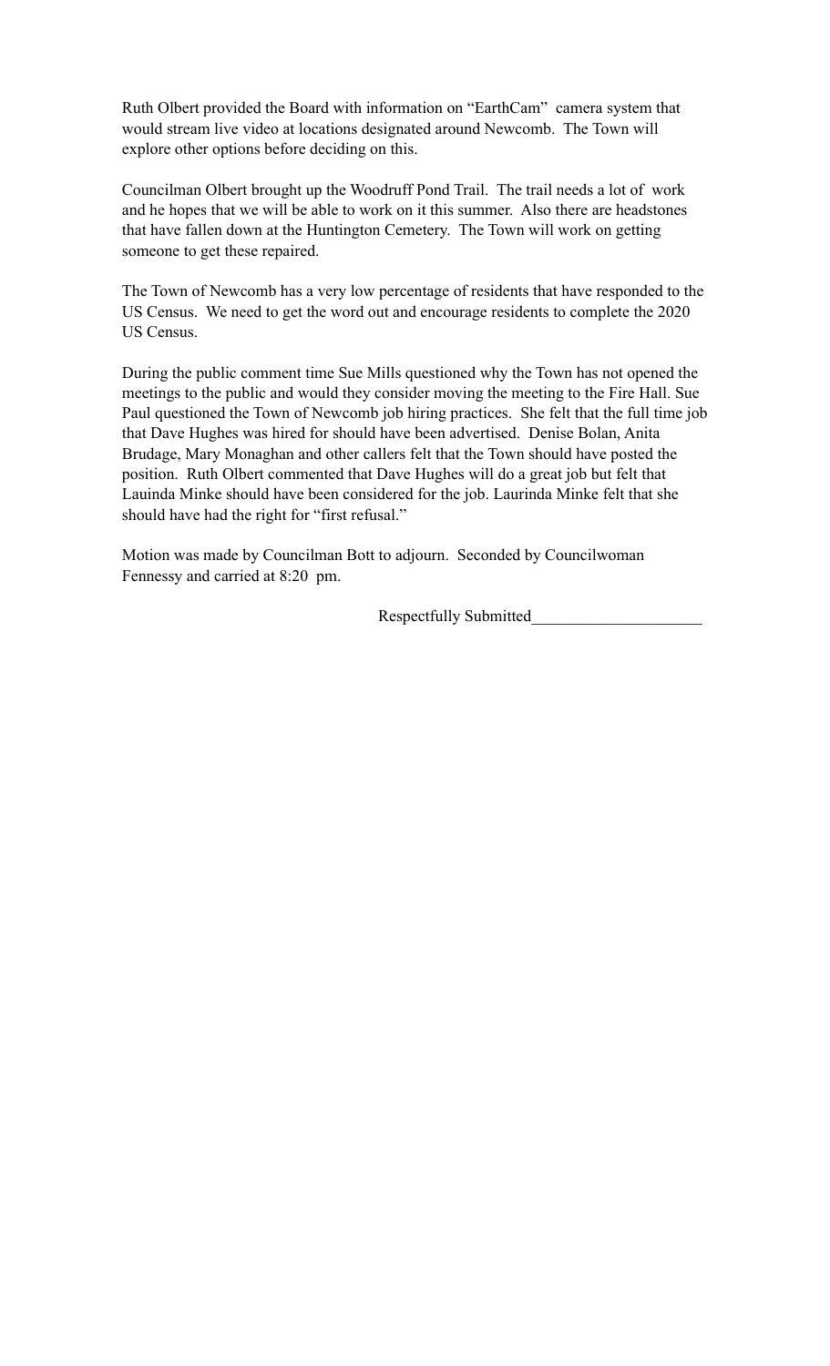Ruth Olbert provided the Board with information on "EarthCam" camera system that would stream live video at locations designated around Newcomb. The Town will explore other options before deciding on this.

Councilman Olbert brought up the Woodruff Pond Trail. The trail needs a lot of work and he hopes that we will be able to work on it this summer. Also there are headstones that have fallen down at the Huntington Cemetery. The Town will work on getting someone to get these repaired.

The Town of Newcomb has a very low percentage of residents that have responded to the US Census. We need to get the word out and encourage residents to complete the 2020 US Census.

During the public comment time Sue Mills questioned why the Town has not opened the meetings to the public and would they consider moving the meeting to the Fire Hall. Sue Paul questioned the Town of Newcomb job hiring practices. She felt that the full time job that Dave Hughes was hired for should have been advertised. Denise Bolan, Anita Brudage, Mary Monaghan and other callers felt that the Town should have posted the position. Ruth Olbert commented that Dave Hughes will do a great job but felt that Lauinda Minke should have been considered for the job. Laurinda Minke felt that she should have had the right for "first refusal."

Motion was made by Councilman Bott to adjourn. Seconded by Councilwoman Fennessy and carried at 8:20 pm.

Respectfully Submitted_____________________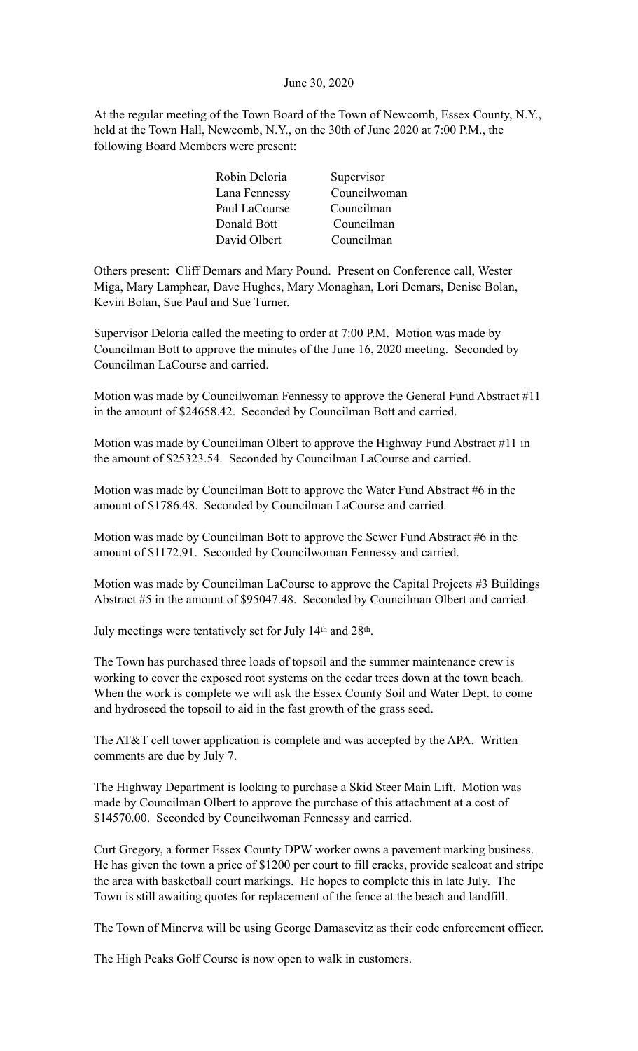June 30, 2020

At the regular meeting of the Town Board of the Town of Newcomb, Essex County, N.Y., held at the Town Hall, Newcomb, N.Y., on the 30th of June 2020 at 7:00 P.M., the following Board Members were present:

| | |
|---|---|
| Robin Deloria | Supervisor |
| Lana Fennessy | Councilwoman |
| Paul LaCourse | Councilman |
| Donald Bott | Councilman |
| David Olbert | Councilman |

Others present: Cliff Demars and Mary Pound. Present on Conference call, Wester Miga, Mary Lamphear, Dave Hughes, Mary Monaghan, Lori Demars, Denise Bolan, Kevin Bolan, Sue Paul and Sue Turner.

Supervisor Deloria called the meeting to order at 7:00 P.M. Motion was made by Councilman Bott to approve the minutes of the June 16, 2020 meeting. Seconded by Councilman LaCourse and carried.

Motion was made by Councilwoman Fennessy to approve the General Fund Abstract #11 in the amount of $24658.42. Seconded by Councilman Bott and carried.

Motion was made by Councilman Olbert to approve the Highway Fund Abstract #11 in the amount of $25323.54. Seconded by Councilman LaCourse and carried.

Motion was made by Councilman Bott to approve the Water Fund Abstract #6 in the amount of $1786.48. Seconded by Councilman LaCourse and carried.

Motion was made by Councilman Bott to approve the Sewer Fund Abstract #6 in the amount of $1172.91. Seconded by Councilwoman Fennessy and carried.

Motion was made by Councilman LaCourse to approve the Capital Projects #3 Buildings Abstract #5 in the amount of $95047.48. Seconded by Councilman Olbert and carried.

July meetings were tentatively set for July 14th and 28th.

The Town has purchased three loads of topsoil and the summer maintenance crew is working to cover the exposed root systems on the cedar trees down at the town beach. When the work is complete we will ask the Essex County Soil and Water Dept. to come and hydroseed the topsoil to aid in the fast growth of the grass seed.

The AT&T cell tower application is complete and was accepted by the APA. Written comments are due by July 7.

The Highway Department is looking to purchase a Skid Steer Main Lift. Motion was made by Councilman Olbert to approve the purchase of this attachment at a cost of $14570.00. Seconded by Councilwoman Fennessy and carried.

Curt Gregory, a former Essex County DPW worker owns a pavement marking business. He has given the town a price of $1200 per court to fill cracks, provide sealcoat and stripe the area with basketball court markings. He hopes to complete this in late July. The Town is still awaiting quotes for replacement of the fence at the beach and landfill.

The Town of Minerva will be using George Damasevitz as their code enforcement officer.

The High Peaks Golf Course is now open to walk in customers.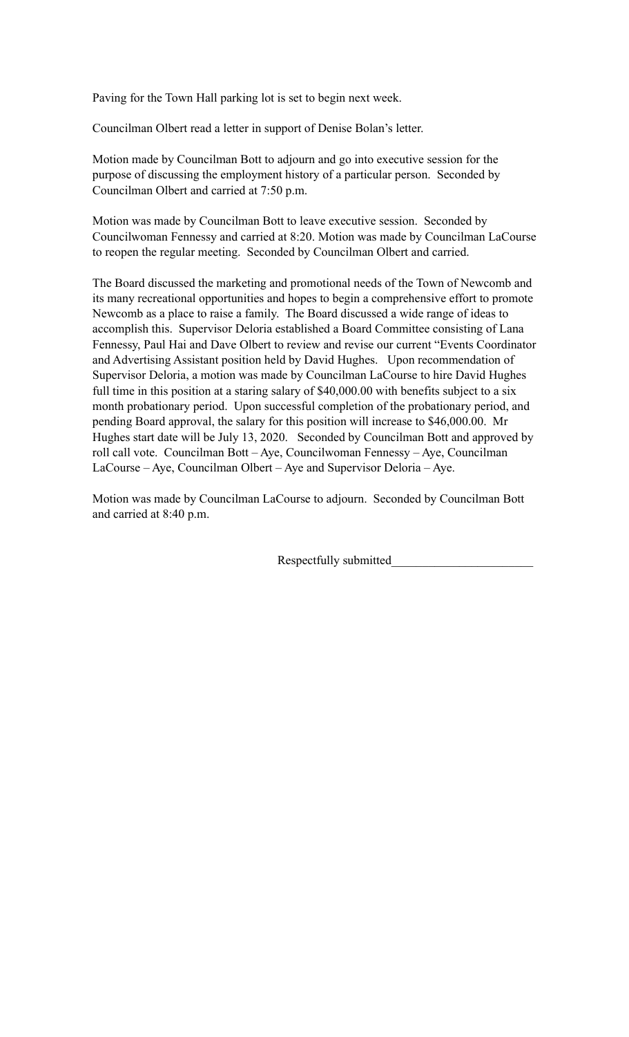Paving for the Town Hall parking lot is set to begin next week.

Councilman Olbert read a letter in support of Denise Bolan's letter.

Motion made by Councilman Bott to adjourn and go into executive session for the purpose of discussing the employment history of a particular person. Seconded by Councilman Olbert and carried at 7:50 p.m.

Motion was made by Councilman Bott to leave executive session. Seconded by Councilwoman Fennessy and carried at 8:20. Motion was made by Councilman LaCourse to reopen the regular meeting. Seconded by Councilman Olbert and carried.

The Board discussed the marketing and promotional needs of the Town of Newcomb and its many recreational opportunities and hopes to begin a comprehensive effort to promote Newcomb as a place to raise a family. The Board discussed a wide range of ideas to accomplish this. Supervisor Deloria established a Board Committee consisting of Lana Fennessy, Paul Hai and Dave Olbert to review and revise our current "Events Coordinator and Advertising Assistant position held by David Hughes. Upon recommendation of Supervisor Deloria, a motion was made by Councilman LaCourse to hire David Hughes full time in this position at a staring salary of $40,000.00 with benefits subject to a six month probationary period. Upon successful completion of the probationary period, and pending Board approval, the salary for this position will increase to $46,000.00. Mr Hughes start date will be July 13, 2020. Seconded by Councilman Bott and approved by roll call vote. Councilman Bott – Aye, Councilwoman Fennessy – Aye, Councilman LaCourse – Aye, Councilman Olbert – Aye and Supervisor Deloria – Aye.

Motion was made by Councilman LaCourse to adjourn. Seconded by Councilman Bott and carried at 8:40 p.m.

Respectfully submitted_______________________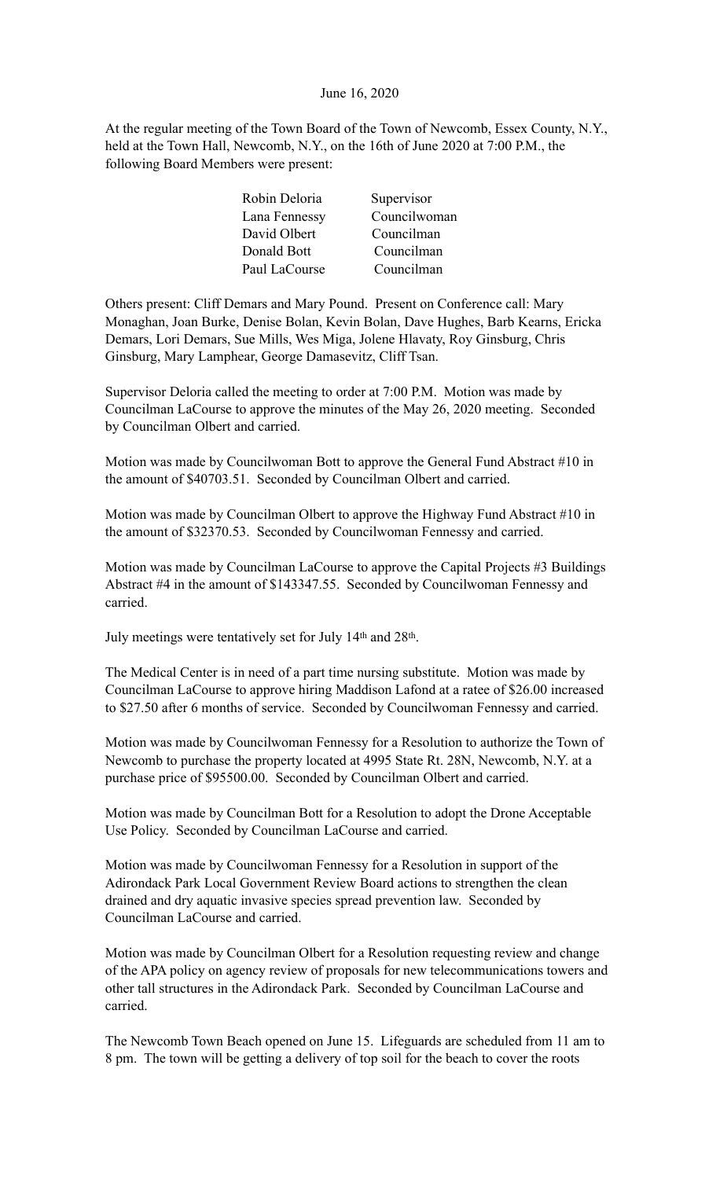June 16, 2020

At the regular meeting of the Town Board of the Town of Newcomb, Essex County, N.Y., held at the Town Hall, Newcomb, N.Y., on the 16th of June 2020 at 7:00 P.M., the following Board Members were present:

| | |
|---|---|
| Robin Deloria | Supervisor |
| Lana Fennessy | Councilwoman |
| David Olbert | Councilman |
| Donald Bott | Councilman |
| Paul LaCourse | Councilman |

Others present: Cliff Demars and Mary Pound. Present on Conference call: Mary Monaghan, Joan Burke, Denise Bolan, Kevin Bolan, Dave Hughes, Barb Kearns, Ericka Demars, Lori Demars, Sue Mills, Wes Miga, Jolene Hlavaty, Roy Ginsburg, Chris Ginsburg, Mary Lamphear, George Damasevitz, Cliff Tsan.

Supervisor Deloria called the meeting to order at 7:00 P.M. Motion was made by Councilman LaCourse to approve the minutes of the May 26, 2020 meeting. Seconded by Councilman Olbert and carried.

Motion was made by Councilwoman Bott to approve the General Fund Abstract #10 in the amount of $40703.51. Seconded by Councilman Olbert and carried.

Motion was made by Councilman Olbert to approve the Highway Fund Abstract #10 in the amount of $32370.53. Seconded by Councilwoman Fennessy and carried.

Motion was made by Councilman LaCourse to approve the Capital Projects #3 Buildings Abstract #4 in the amount of $143347.55. Seconded by Councilwoman Fennessy and carried.

July meetings were tentatively set for July 14th and 28th.

The Medical Center is in need of a part time nursing substitute. Motion was made by Councilman LaCourse to approve hiring Maddison Lafond at a ratee of $26.00 increased to $27.50 after 6 months of service. Seconded by Councilwoman Fennessy and carried.

Motion was made by Councilwoman Fennessy for a Resolution to authorize the Town of Newcomb to purchase the property located at 4995 State Rt. 28N, Newcomb, N.Y. at a purchase price of $95500.00. Seconded by Councilman Olbert and carried.

Motion was made by Councilman Bott for a Resolution to adopt the Drone Acceptable Use Policy. Seconded by Councilman LaCourse and carried.

Motion was made by Councilwoman Fennessy for a Resolution in support of the Adirondack Park Local Government Review Board actions to strengthen the clean drained and dry aquatic invasive species spread prevention law. Seconded by Councilman LaCourse and carried.

Motion was made by Councilman Olbert for a Resolution requesting review and change of the APA policy on agency review of proposals for new telecommunications towers and other tall structures in the Adirondack Park. Seconded by Councilman LaCourse and carried.

The Newcomb Town Beach opened on June 15. Lifeguards are scheduled from 11 am to 8 pm. The town will be getting a delivery of top soil for the beach to cover the roots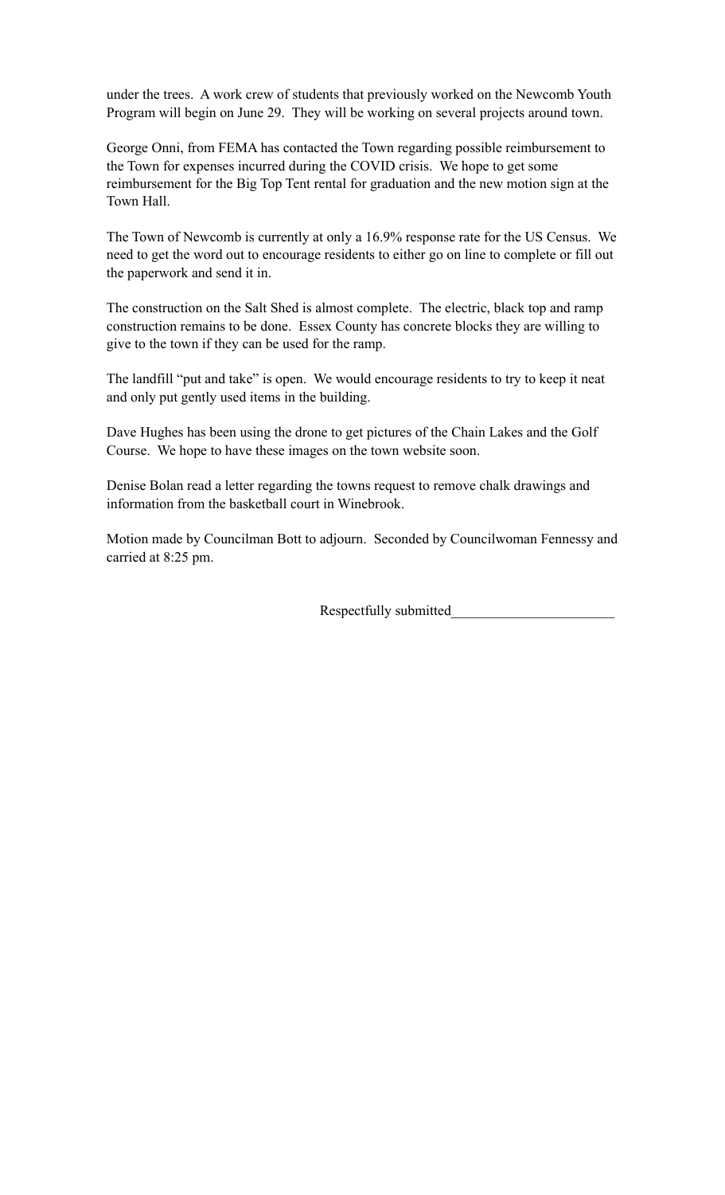under the trees. A work crew of students that previously worked on the Newcomb Youth Program will begin on June 29. They will be working on several projects around town.

George Onni, from FEMA has contacted the Town regarding possible reimbursement to the Town for expenses incurred during the COVID crisis. We hope to get some reimbursement for the Big Top Tent rental for graduation and the new motion sign at the Town Hall.

The Town of Newcomb is currently at only a 16.9% response rate for the US Census. We need to get the word out to encourage residents to either go on line to complete or fill out the paperwork and send it in.

The construction on the Salt Shed is almost complete. The electric, black top and ramp construction remains to be done. Essex County has concrete blocks they are willing to give to the town if they can be used for the ramp.

The landfill "put and take" is open. We would encourage residents to try to keep it neat and only put gently used items in the building.

Dave Hughes has been using the drone to get pictures of the Chain Lakes and the Golf Course. We hope to have these images on the town website soon.

Denise Bolan read a letter regarding the towns request to remove chalk drawings and information from the basketball court in Winebrook.

Motion made by Councilman Bott to adjourn. Seconded by Councilwoman Fennessy and carried at 8:25 pm.

Respectfully submitted______________________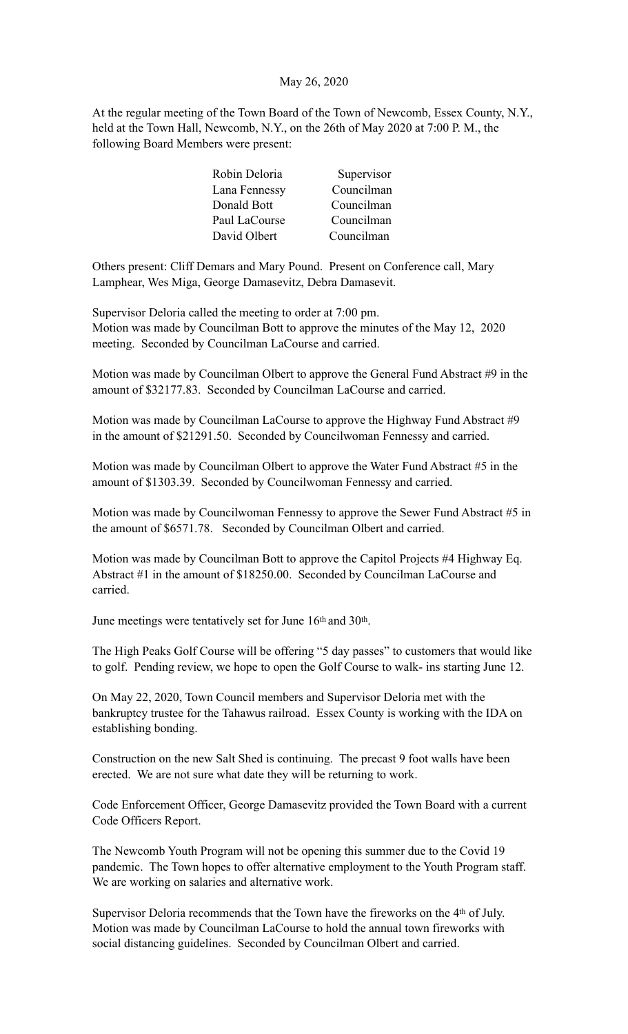May 26, 2020

At the regular meeting of the Town Board of the Town of Newcomb, Essex County, N.Y., held at the Town Hall, Newcomb, N.Y., on the 26th of May 2020 at 7:00 P. M., the following Board Members were present:

| | |
|---|---|
| Robin Deloria | Supervisor |
| Lana Fennessy | Councilman |
| Donald Bott | Councilman |
| Paul LaCourse | Councilman |
| David Olbert | Councilman |

Others present: Cliff Demars and Mary Pound. Present on Conference call, Mary Lamphear, Wes Miga, George Damasevitz, Debra Damasevit.

Supervisor Deloria called the meeting to order at 7:00 pm.
Motion was made by Councilman Bott to approve the minutes of the May 12, 2020 meeting. Seconded by Councilman LaCourse and carried.

Motion was made by Councilman Olbert to approve the General Fund Abstract #9 in the amount of $32177.83. Seconded by Councilman LaCourse and carried.

Motion was made by Councilman LaCourse to approve the Highway Fund Abstract #9 in the amount of $21291.50. Seconded by Councilwoman Fennessy and carried.

Motion was made by Councilman Olbert to approve the Water Fund Abstract #5 in the amount of $1303.39. Seconded by Councilwoman Fennessy and carried.

Motion was made by Councilwoman Fennessy to approve the Sewer Fund Abstract #5 in the amount of $6571.78. Seconded by Councilman Olbert and carried.

Motion was made by Councilman Bott to approve the Capitol Projects #4 Highway Eq. Abstract #1 in the amount of $18250.00. Seconded by Councilman LaCourse and carried.

June meetings were tentatively set for June 16th and 30th.

The High Peaks Golf Course will be offering "5 day passes" to customers that would like to golf. Pending review, we hope to open the Golf Course to walk- ins starting June 12.

On May 22, 2020, Town Council members and Supervisor Deloria met with the bankruptcy trustee for the Tahawus railroad. Essex County is working with the IDA on establishing bonding.

Construction on the new Salt Shed is continuing. The precast 9 foot walls have been erected. We are not sure what date they will be returning to work.

Code Enforcement Officer, George Damasevitz provided the Town Board with a current Code Officers Report.

The Newcomb Youth Program will not be opening this summer due to the Covid 19 pandemic. The Town hopes to offer alternative employment to the Youth Program staff. We are working on salaries and alternative work.

Supervisor Deloria recommends that the Town have the fireworks on the 4th of July. Motion was made by Councilman LaCourse to hold the annual town fireworks with social distancing guidelines. Seconded by Councilman Olbert and carried.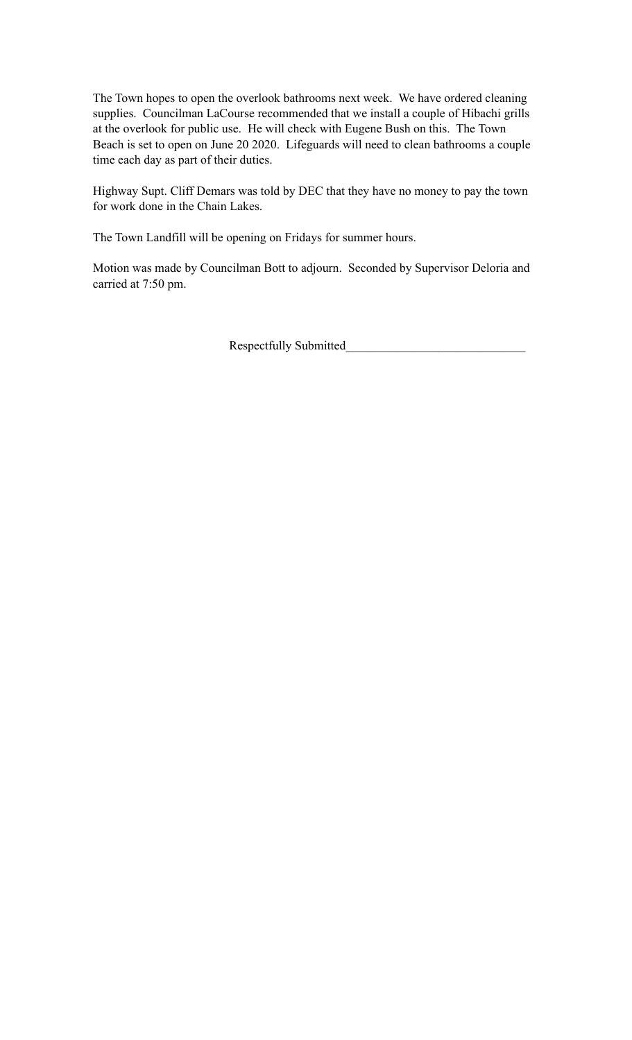The Town hopes to open the overlook bathrooms next week.  We have ordered cleaning supplies.  Councilman LaCourse recommended that we install a couple of Hibachi grills at the overlook for public use.  He will check with Eugene Bush on this.  The Town Beach is set to open on June 20 2020.  Lifeguards will need to clean bathrooms a couple time each day as part of their duties.

Highway Supt. Cliff Demars was told by DEC that they have no money to pay the town for work done in the Chain Lakes.

The Town Landfill will be opening on Fridays for summer hours.

Motion was made by Councilman Bott to adjourn.  Seconded by Supervisor Deloria and carried at 7:50 pm.

Respectfully Submitted_____________________________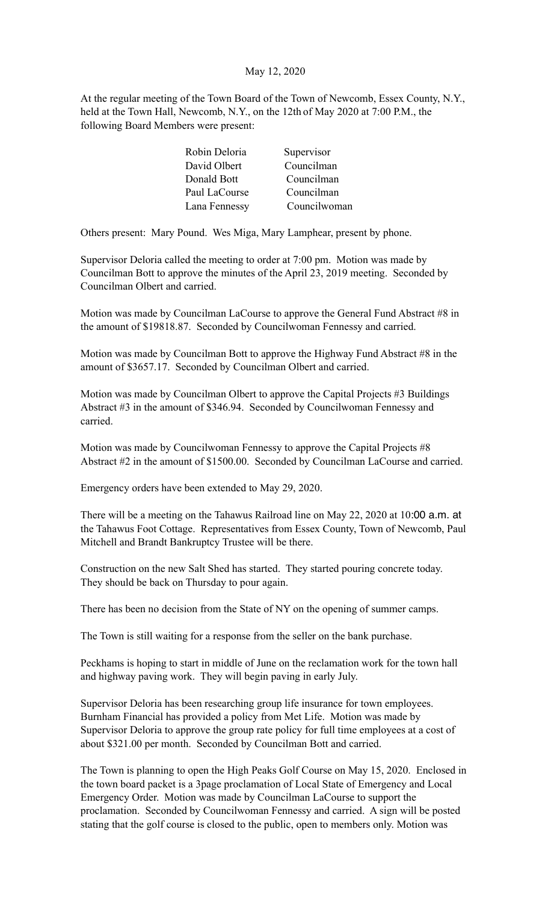May 12, 2020

At the regular meeting of the Town Board of the Town of Newcomb, Essex County, N.Y., held at the Town Hall, Newcomb, N.Y., on the 12th of May 2020 at 7:00 P.M., the following Board Members were present:

| | |
|---|---|
| Robin Deloria | Supervisor |
| David Olbert | Councilman |
| Donald Bott | Councilman |
| Paul LaCourse | Councilman |
| Lana Fennessy | Councilwoman |

Others present: Mary Pound. Wes Miga, Mary Lamphear, present by phone.

Supervisor Deloria called the meeting to order at 7:00 pm. Motion was made by Councilman Bott to approve the minutes of the April 23, 2019 meeting. Seconded by Councilman Olbert and carried.

Motion was made by Councilman LaCourse to approve the General Fund Abstract #8 in the amount of $19818.87. Seconded by Councilwoman Fennessy and carried.

Motion was made by Councilman Bott to approve the Highway Fund Abstract #8 in the amount of $3657.17. Seconded by Councilman Olbert and carried.

Motion was made by Councilman Olbert to approve the Capital Projects #3 Buildings Abstract #3 in the amount of $346.94. Seconded by Councilwoman Fennessy and carried.

Motion was made by Councilwoman Fennessy to approve the Capital Projects #8 Abstract #2 in the amount of $1500.00. Seconded by Councilman LaCourse and carried.

Emergency orders have been extended to May 29, 2020.

There will be a meeting on the Tahawus Railroad line on May 22, 2020 at 10:00 a.m. at the Tahawus Foot Cottage. Representatives from Essex County, Town of Newcomb, Paul Mitchell and Brandt Bankruptcy Trustee will be there.

Construction on the new Salt Shed has started. They started pouring concrete today. They should be back on Thursday to pour again.

There has been no decision from the State of NY on the opening of summer camps.

The Town is still waiting for a response from the seller on the bank purchase.

Peckhams is hoping to start in middle of June on the reclamation work for the town hall and highway paving work. They will begin paving in early July.

Supervisor Deloria has been researching group life insurance for town employees. Burnham Financial has provided a policy from Met Life. Motion was made by Supervisor Deloria to approve the group rate policy for full time employees at a cost of about $321.00 per month. Seconded by Councilman Bott and carried.

The Town is planning to open the High Peaks Golf Course on May 15, 2020. Enclosed in the town board packet is a 3page proclamation of Local State of Emergency and Local Emergency Order. Motion was made by Councilman LaCourse to support the proclamation. Seconded by Councilwoman Fennessy and carried. A sign will be posted stating that the golf course is closed to the public, open to members only. Motion was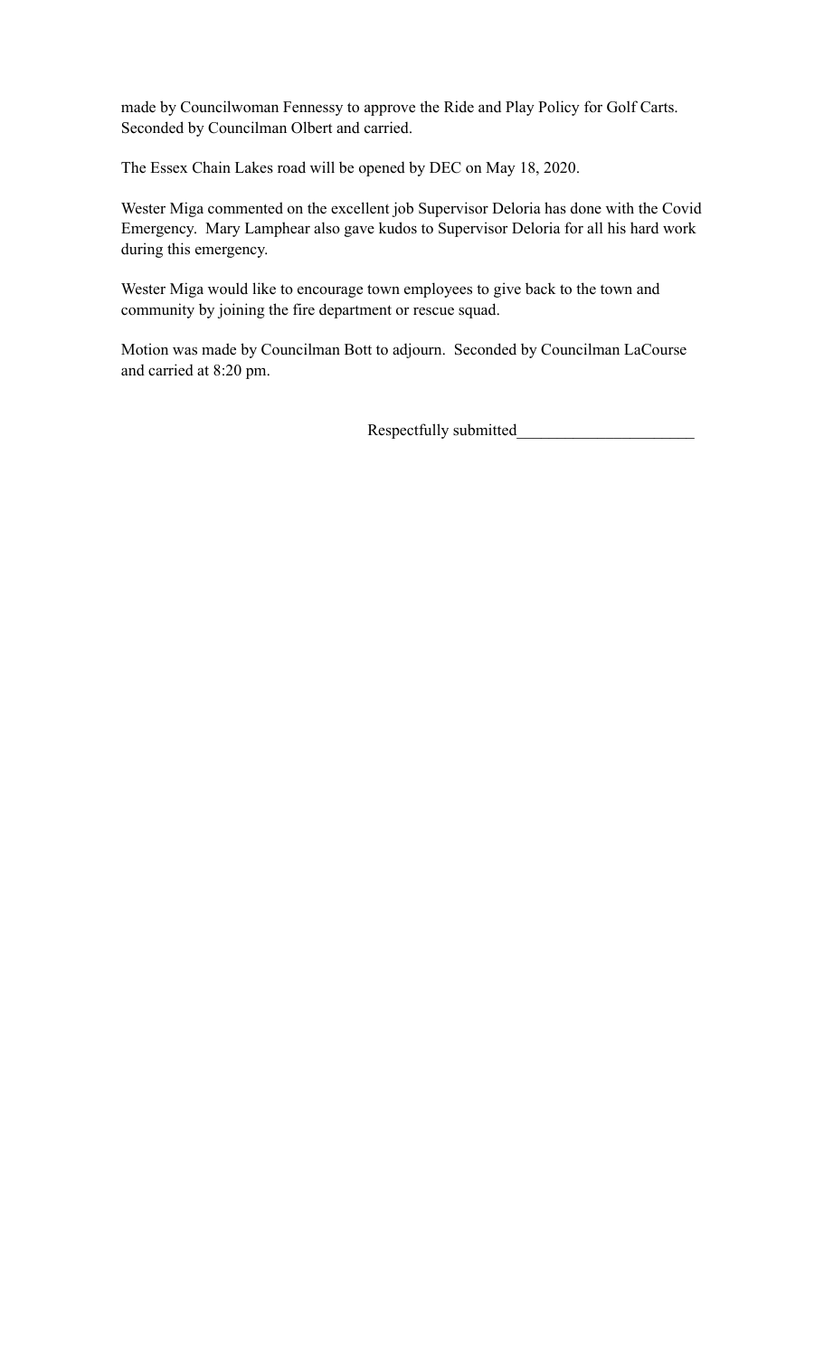made by Councilwoman Fennessy to approve the Ride and Play Policy for Golf Carts. Seconded by Councilman Olbert and carried.

The Essex Chain Lakes road will be opened by DEC on May 18, 2020.

Wester Miga commented on the excellent job Supervisor Deloria has done with the Covid Emergency. Mary Lamphear also gave kudos to Supervisor Deloria for all his hard work during this emergency.

Wester Miga would like to encourage town employees to give back to the town and community by joining the fire department or rescue squad.

Motion was made by Councilman Bott to adjourn. Seconded by Councilman LaCourse and carried at 8:20 pm.

Respectfully submitted______________________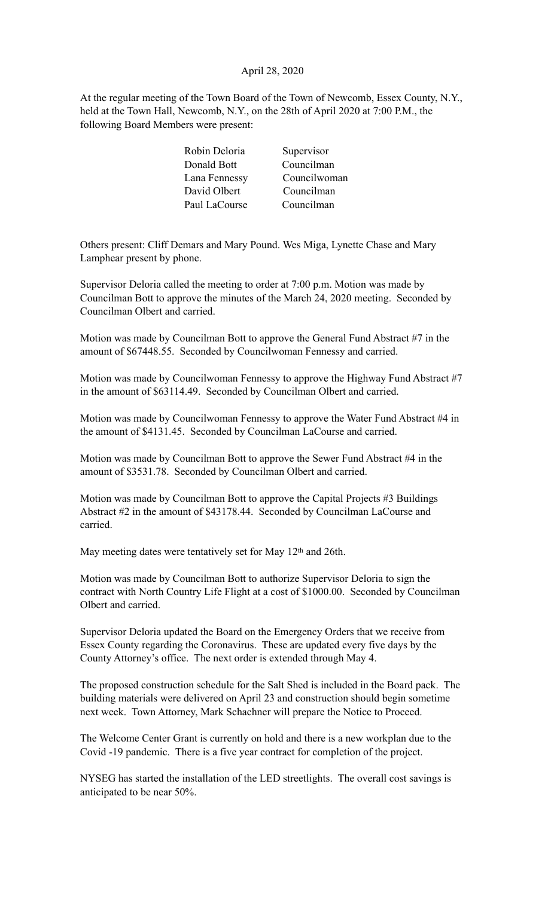April 28, 2020

At the regular meeting of the Town Board of the Town of Newcomb, Essex County, N.Y., held at the Town Hall, Newcomb, N.Y., on the 28th of April 2020 at 7:00 P.M., the following Board Members were present:

| | |
|---|---|
| Robin Deloria | Supervisor |
| Donald Bott | Councilman |
| Lana Fennessy | Councilwoman |
| David Olbert | Councilman |
| Paul LaCourse | Councilman |

Others present: Cliff Demars and Mary Pound. Wes Miga, Lynette Chase and Mary Lamphear present by phone.

Supervisor Deloria called the meeting to order at 7:00 p.m. Motion was made by Councilman Bott to approve the minutes of the March 24, 2020 meeting. Seconded by Councilman Olbert and carried.

Motion was made by Councilman Bott to approve the General Fund Abstract #7 in the amount of $67448.55. Seconded by Councilwoman Fennessy and carried.

Motion was made by Councilwoman Fennessy to approve the Highway Fund Abstract #7 in the amount of $63114.49. Seconded by Councilman Olbert and carried.

Motion was made by Councilwoman Fennessy to approve the Water Fund Abstract #4 in the amount of $4131.45. Seconded by Councilman LaCourse and carried.

Motion was made by Councilman Bott to approve the Sewer Fund Abstract #4 in the amount of $3531.78. Seconded by Councilman Olbert and carried.

Motion was made by Councilman Bott to approve the Capital Projects #3 Buildings Abstract #2 in the amount of $43178.44. Seconded by Councilman LaCourse and carried.

May meeting dates were tentatively set for May 12th and 26th.

Motion was made by Councilman Bott to authorize Supervisor Deloria to sign the contract with North Country Life Flight at a cost of $1000.00. Seconded by Councilman Olbert and carried.

Supervisor Deloria updated the Board on the Emergency Orders that we receive from Essex County regarding the Coronavirus. These are updated every five days by the County Attorney's office. The next order is extended through May 4.

The proposed construction schedule for the Salt Shed is included in the Board pack. The building materials were delivered on April 23 and construction should begin sometime next week. Town Attorney, Mark Schachner will prepare the Notice to Proceed.

The Welcome Center Grant is currently on hold and there is a new workplan due to the Covid -19 pandemic. There is a five year contract for completion of the project.

NYSEG has started the installation of the LED streetlights. The overall cost savings is anticipated to be near 50%.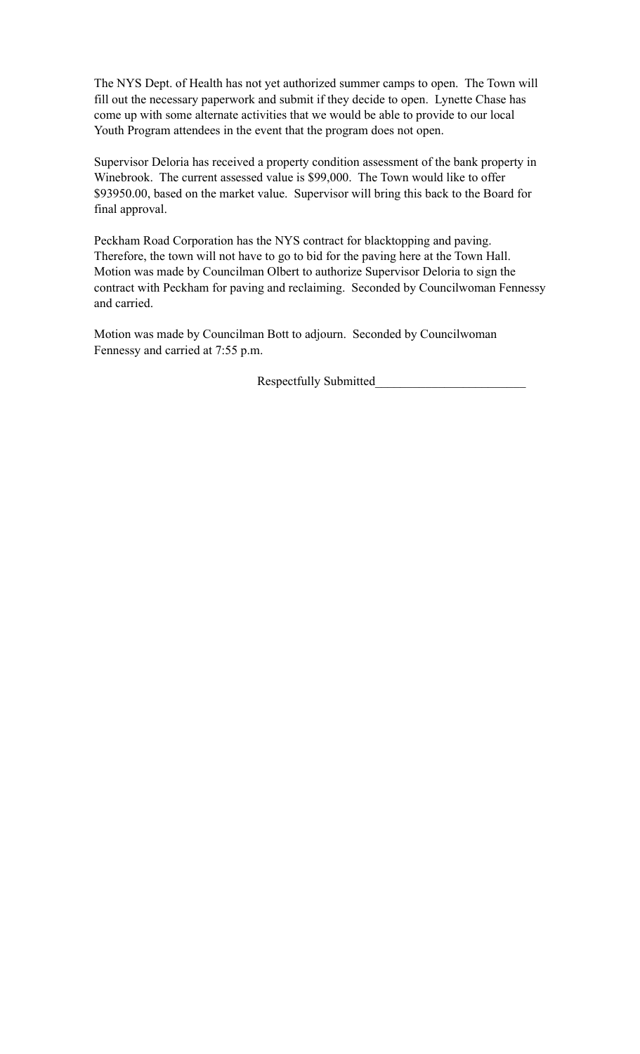The NYS Dept. of Health has not yet authorized summer camps to open. The Town will fill out the necessary paperwork and submit if they decide to open. Lynette Chase has come up with some alternate activities that we would be able to provide to our local Youth Program attendees in the event that the program does not open.

Supervisor Deloria has received a property condition assessment of the bank property in Winebrook. The current assessed value is $99,000. The Town would like to offer $93950.00, based on the market value. Supervisor will bring this back to the Board for final approval.

Peckham Road Corporation has the NYS contract for blacktopping and paving. Therefore, the town will not have to go to bid for the paving here at the Town Hall. Motion was made by Councilman Olbert to authorize Supervisor Deloria to sign the contract with Peckham for paving and reclaiming. Seconded by Councilwoman Fennessy and carried.

Motion was made by Councilman Bott to adjourn. Seconded by Councilwoman Fennessy and carried at 7:55 p.m.

Respectfully Submitted________________________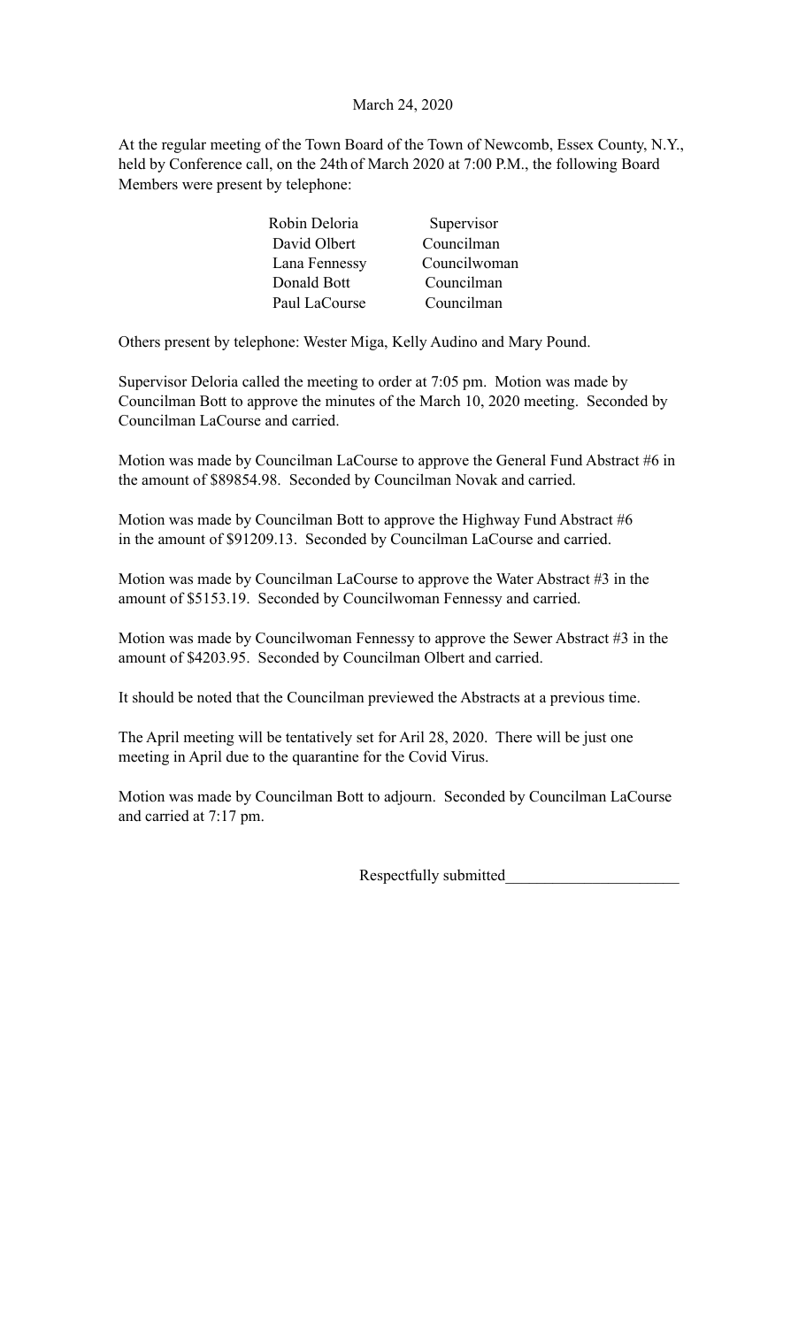March 24, 2020

At the regular meeting of the Town Board of the Town of Newcomb, Essex County, N.Y., held by Conference call, on the 24th of March 2020 at 7:00 P.M., the following Board Members were present by telephone:

| | |
|---|---|
| Robin Deloria | Supervisor |
| David Olbert | Councilman |
| Lana Fennessy | Councilwoman |
| Donald Bott | Councilman |
| Paul LaCourse | Councilman |

Others present by telephone: Wester Miga, Kelly Audino and Mary Pound.

Supervisor Deloria called the meeting to order at 7:05 pm. Motion was made by Councilman Bott to approve the minutes of the March 10, 2020 meeting. Seconded by Councilman LaCourse and carried.

Motion was made by Councilman LaCourse to approve the General Fund Abstract #6 in the amount of $89854.98. Seconded by Councilman Novak and carried.

Motion was made by Councilman Bott to approve the Highway Fund Abstract #6 in the amount of $91209.13. Seconded by Councilman LaCourse and carried.

Motion was made by Councilman LaCourse to approve the Water Abstract #3 in the amount of $5153.19. Seconded by Councilwoman Fennessy and carried.

Motion was made by Councilwoman Fennessy to approve the Sewer Abstract #3 in the amount of $4203.95. Seconded by Councilman Olbert and carried.

It should be noted that the Councilman previewed the Abstracts at a previous time.

The April meeting will be tentatively set for Aril 28, 2020. There will be just one meeting in April due to the quarantine for the Covid Virus.

Motion was made by Councilman Bott to adjourn. Seconded by Councilman LaCourse and carried at 7:17 pm.

Respectfully submitted______________________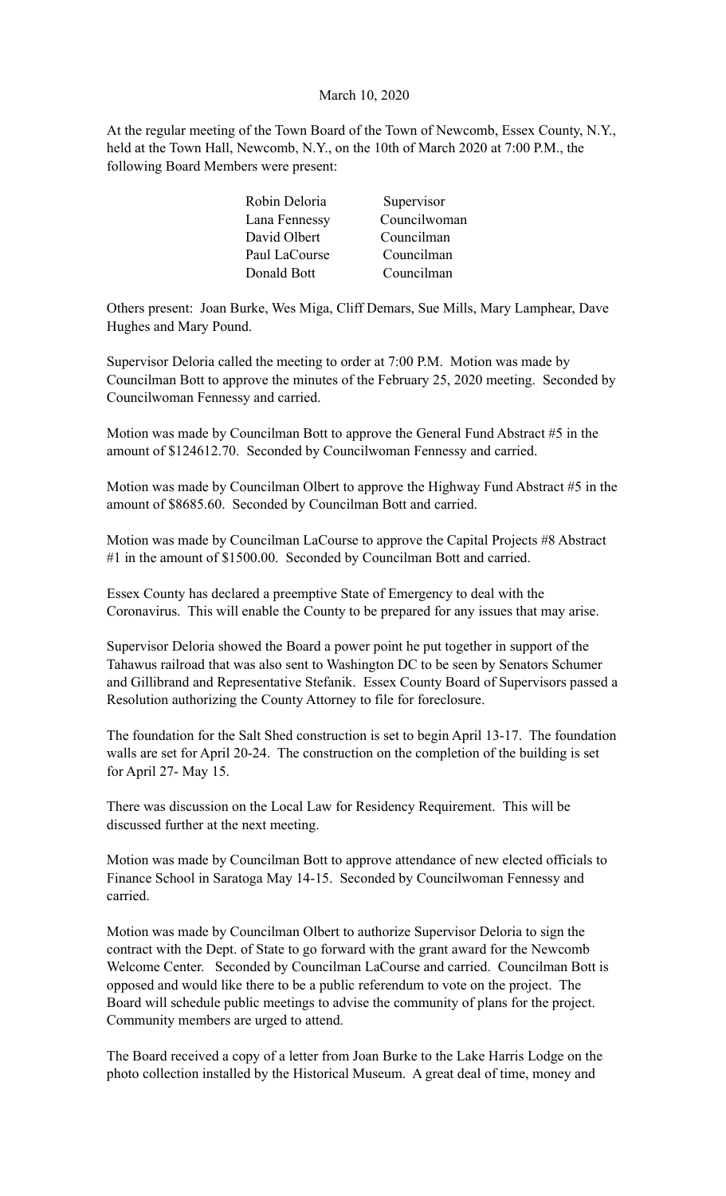March 10, 2020

At the regular meeting of the Town Board of the Town of Newcomb, Essex County, N.Y., held at the Town Hall, Newcomb, N.Y., on the 10th of March 2020 at 7:00 P.M., the following Board Members were present:

| | |
|---|---|
| Robin Deloria | Supervisor |
| Lana Fennessy | Councilwoman |
| David Olbert | Councilman |
| Paul LaCourse | Councilman |
| Donald Bott | Councilman |

Others present: Joan Burke, Wes Miga, Cliff Demars, Sue Mills, Mary Lamphear, Dave Hughes and Mary Pound.

Supervisor Deloria called the meeting to order at 7:00 P.M. Motion was made by Councilman Bott to approve the minutes of the February 25, 2020 meeting. Seconded by Councilwoman Fennessy and carried.

Motion was made by Councilman Bott to approve the General Fund Abstract #5 in the amount of $124612.70. Seconded by Councilwoman Fennessy and carried.

Motion was made by Councilman Olbert to approve the Highway Fund Abstract #5 in the amount of $8685.60. Seconded by Councilman Bott and carried.

Motion was made by Councilman LaCourse to approve the Capital Projects #8 Abstract #1 in the amount of $1500.00. Seconded by Councilman Bott and carried.

Essex County has declared a preemptive State of Emergency to deal with the Coronavirus. This will enable the County to be prepared for any issues that may arise.

Supervisor Deloria showed the Board a power point he put together in support of the Tahawus railroad that was also sent to Washington DC to be seen by Senators Schumer and Gillibrand and Representative Stefanik. Essex County Board of Supervisors passed a Resolution authorizing the County Attorney to file for foreclosure.

The foundation for the Salt Shed construction is set to begin April 13-17. The foundation walls are set for April 20-24. The construction on the completion of the building is set for April 27- May 15.

There was discussion on the Local Law for Residency Requirement. This will be discussed further at the next meeting.

Motion was made by Councilman Bott to approve attendance of new elected officials to Finance School in Saratoga May 14-15. Seconded by Councilwoman Fennessy and carried.

Motion was made by Councilman Olbert to authorize Supervisor Deloria to sign the contract with the Dept. of State to go forward with the grant award for the Newcomb Welcome Center. Seconded by Councilman LaCourse and carried. Councilman Bott is opposed and would like there to be a public referendum to vote on the project. The Board will schedule public meetings to advise the community of plans for the project. Community members are urged to attend.

The Board received a copy of a letter from Joan Burke to the Lake Harris Lodge on the photo collection installed by the Historical Museum. A great deal of time, money and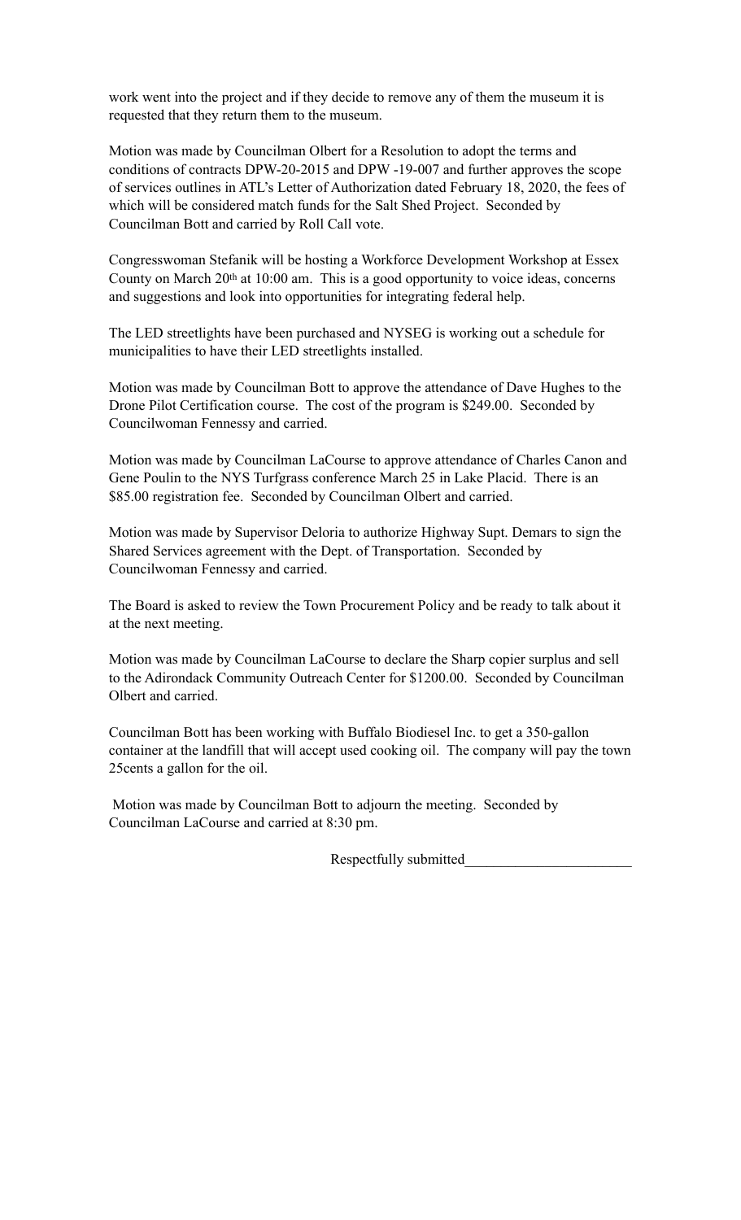work went into the project and if they decide to remove any of them the museum it is requested that they return them to the museum.

Motion was made by Councilman Olbert for a Resolution to adopt the terms and conditions of contracts DPW-20-2015 and DPW -19-007 and further approves the scope of services outlines in ATL's Letter of Authorization dated February 18, 2020, the fees of which will be considered match funds for the Salt Shed Project. Seconded by Councilman Bott and carried by Roll Call vote.

Congresswoman Stefanik will be hosting a Workforce Development Workshop at Essex County on March 20th at 10:00 am. This is a good opportunity to voice ideas, concerns and suggestions and look into opportunities for integrating federal help.

The LED streetlights have been purchased and NYSEG is working out a schedule for municipalities to have their LED streetlights installed.

Motion was made by Councilman Bott to approve the attendance of Dave Hughes to the Drone Pilot Certification course. The cost of the program is $249.00. Seconded by Councilwoman Fennessy and carried.

Motion was made by Councilman LaCourse to approve attendance of Charles Canon and Gene Poulin to the NYS Turfgrass conference March 25 in Lake Placid. There is an $85.00 registration fee. Seconded by Councilman Olbert and carried.

Motion was made by Supervisor Deloria to authorize Highway Supt. Demars to sign the Shared Services agreement with the Dept. of Transportation. Seconded by Councilwoman Fennessy and carried.

The Board is asked to review the Town Procurement Policy and be ready to talk about it at the next meeting.

Motion was made by Councilman LaCourse to declare the Sharp copier surplus and sell to the Adirondack Community Outreach Center for $1200.00. Seconded by Councilman Olbert and carried.

Councilman Bott has been working with Buffalo Biodiesel Inc. to get a 350-gallon container at the landfill that will accept used cooking oil. The company will pay the town 25cents a gallon for the oil.

Motion was made by Councilman Bott to adjourn the meeting. Seconded by Councilman LaCourse and carried at 8:30 pm.

Respectfully submitted_______________________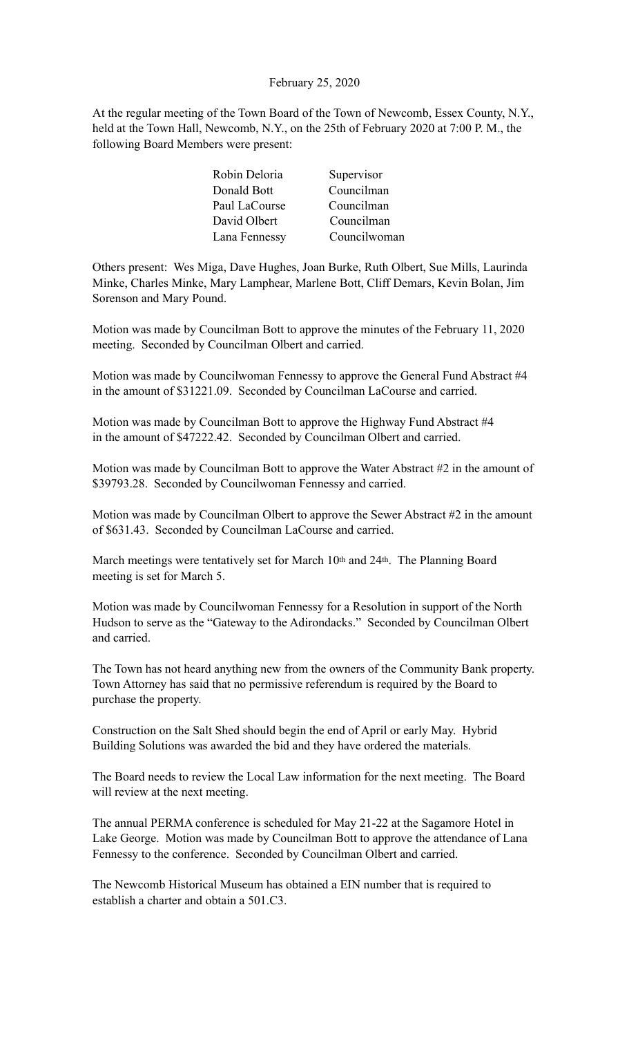February 25, 2020

At the regular meeting of the Town Board of the Town of Newcomb, Essex County, N.Y., held at the Town Hall, Newcomb, N.Y., on the 25th of February 2020 at 7:00 P. M., the following Board Members were present:

| | |
|---|---|
| Robin Deloria | Supervisor |
| Donald Bott | Councilman |
| Paul LaCourse | Councilman |
| David Olbert | Councilman |
| Lana Fennessy | Councilwoman |

Others present: Wes Miga, Dave Hughes, Joan Burke, Ruth Olbert, Sue Mills, Laurinda Minke, Charles Minke, Mary Lamphear, Marlene Bott, Cliff Demars, Kevin Bolan, Jim Sorenson and Mary Pound.

Motion was made by Councilman Bott to approve the minutes of the February 11, 2020 meeting. Seconded by Councilman Olbert and carried.

Motion was made by Councilwoman Fennessy to approve the General Fund Abstract #4 in the amount of $31221.09. Seconded by Councilman LaCourse and carried.

Motion was made by Councilman Bott to approve the Highway Fund Abstract #4 in the amount of $47222.42. Seconded by Councilman Olbert and carried.

Motion was made by Councilman Bott to approve the Water Abstract #2 in the amount of $39793.28. Seconded by Councilwoman Fennessy and carried.

Motion was made by Councilman Olbert to approve the Sewer Abstract #2 in the amount of $631.43. Seconded by Councilman LaCourse and carried.

March meetings were tentatively set for March 10th and 24th. The Planning Board meeting is set for March 5.

Motion was made by Councilwoman Fennessy for a Resolution in support of the North Hudson to serve as the "Gateway to the Adirondacks." Seconded by Councilman Olbert and carried.

The Town has not heard anything new from the owners of the Community Bank property. Town Attorney has said that no permissive referendum is required by the Board to purchase the property.

Construction on the Salt Shed should begin the end of April or early May. Hybrid Building Solutions was awarded the bid and they have ordered the materials.

The Board needs to review the Local Law information for the next meeting. The Board will review at the next meeting.

The annual PERMA conference is scheduled for May 21-22 at the Sagamore Hotel in Lake George. Motion was made by Councilman Bott to approve the attendance of Lana Fennessy to the conference. Seconded by Councilman Olbert and carried.

The Newcomb Historical Museum has obtained a EIN number that is required to establish a charter and obtain a 501.C3.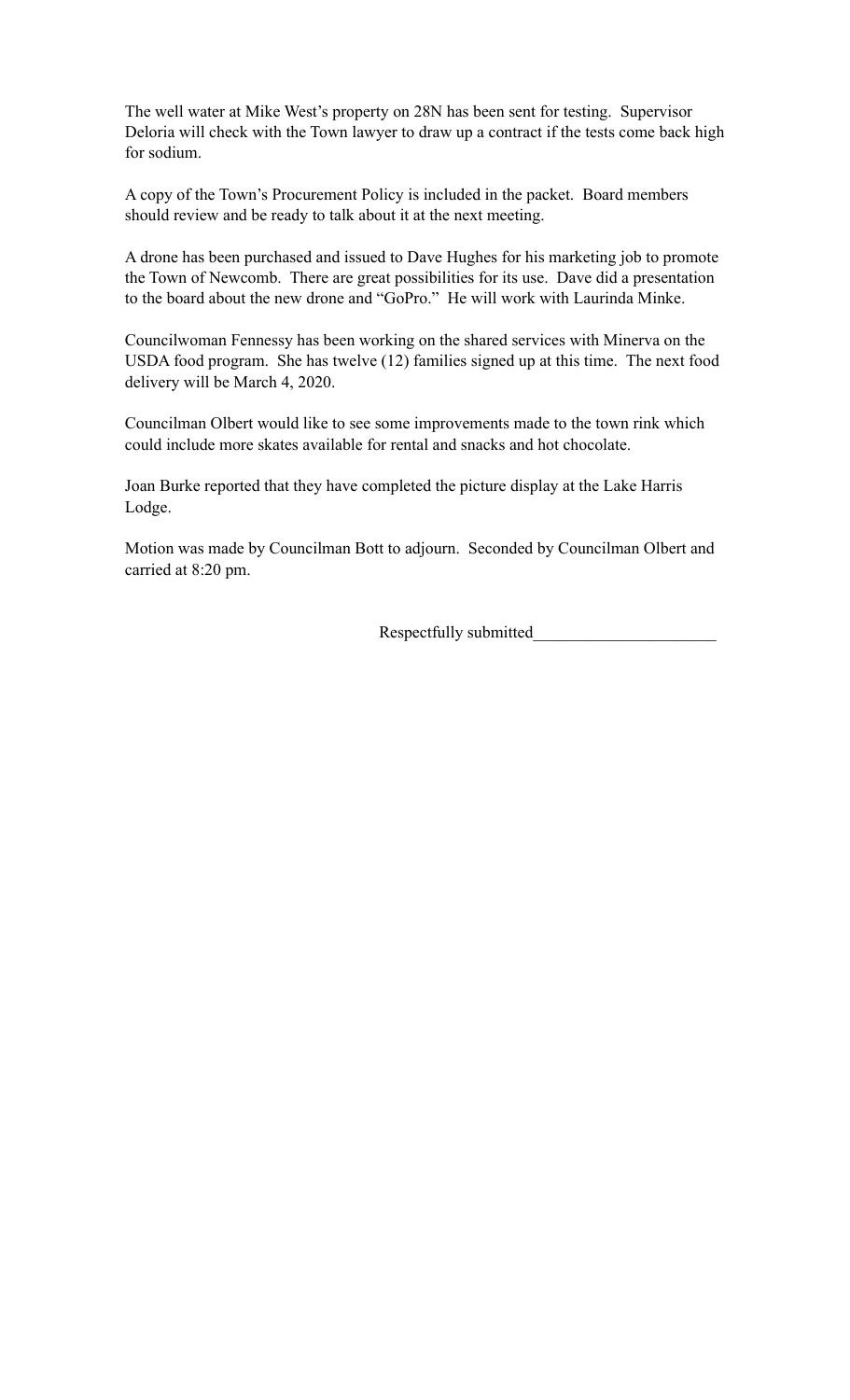The well water at Mike West's property on 28N has been sent for testing. Supervisor Deloria will check with the Town lawyer to draw up a contract if the tests come back high for sodium.

A copy of the Town's Procurement Policy is included in the packet. Board members should review and be ready to talk about it at the next meeting.

A drone has been purchased and issued to Dave Hughes for his marketing job to promote the Town of Newcomb. There are great possibilities for its use. Dave did a presentation to the board about the new drone and "GoPro." He will work with Laurinda Minke.

Councilwoman Fennessy has been working on the shared services with Minerva on the USDA food program. She has twelve (12) families signed up at this time. The next food delivery will be March 4, 2020.

Councilman Olbert would like to see some improvements made to the town rink which could include more skates available for rental and snacks and hot chocolate.

Joan Burke reported that they have completed the picture display at the Lake Harris Lodge.

Motion was made by Councilman Bott to adjourn. Seconded by Councilman Olbert and carried at 8:20 pm.

Respectfully submitted_____________________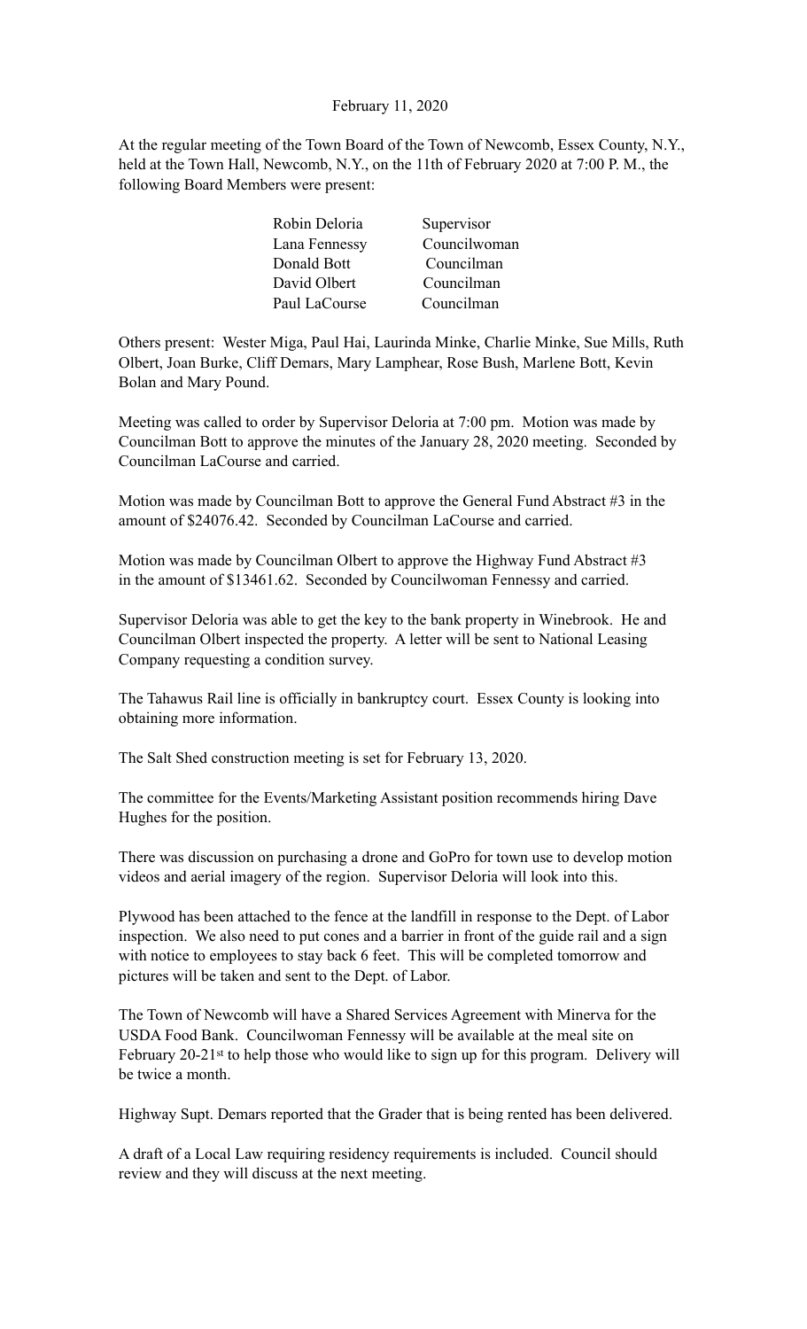February 11, 2020

At the regular meeting of the Town Board of the Town of Newcomb, Essex County, N.Y., held at the Town Hall, Newcomb, N.Y., on the 11th of February 2020 at 7:00 P. M., the following Board Members were present:

| | |
|---|---|
| Robin Deloria | Supervisor |
| Lana Fennessy | Councilwoman |
| Donald Bott | Councilman |
| David Olbert | Councilman |
| Paul LaCourse | Councilman |

Others present: Wester Miga, Paul Hai, Laurinda Minke, Charlie Minke, Sue Mills, Ruth Olbert, Joan Burke, Cliff Demars, Mary Lamphear, Rose Bush, Marlene Bott, Kevin Bolan and Mary Pound.

Meeting was called to order by Supervisor Deloria at 7:00 pm. Motion was made by Councilman Bott to approve the minutes of the January 28, 2020 meeting. Seconded by Councilman LaCourse and carried.

Motion was made by Councilman Bott to approve the General Fund Abstract #3 in the amount of $24076.42. Seconded by Councilman LaCourse and carried.

Motion was made by Councilman Olbert to approve the Highway Fund Abstract #3 in the amount of $13461.62. Seconded by Councilwoman Fennessy and carried.

Supervisor Deloria was able to get the key to the bank property in Winebrook. He and Councilman Olbert inspected the property. A letter will be sent to National Leasing Company requesting a condition survey.

The Tahawus Rail line is officially in bankruptcy court. Essex County is looking into obtaining more information.

The Salt Shed construction meeting is set for February 13, 2020.

The committee for the Events/Marketing Assistant position recommends hiring Dave Hughes for the position.

There was discussion on purchasing a drone and GoPro for town use to develop motion videos and aerial imagery of the region. Supervisor Deloria will look into this.

Plywood has been attached to the fence at the landfill in response to the Dept. of Labor inspection. We also need to put cones and a barrier in front of the guide rail and a sign with notice to employees to stay back 6 feet. This will be completed tomorrow and pictures will be taken and sent to the Dept. of Labor.

The Town of Newcomb will have a Shared Services Agreement with Minerva for the USDA Food Bank. Councilwoman Fennessy will be available at the meal site on February 20-21st to help those who would like to sign up for this program. Delivery will be twice a month.

Highway Supt. Demars reported that the Grader that is being rented has been delivered.

A draft of a Local Law requiring residency requirements is included. Council should review and they will discuss at the next meeting.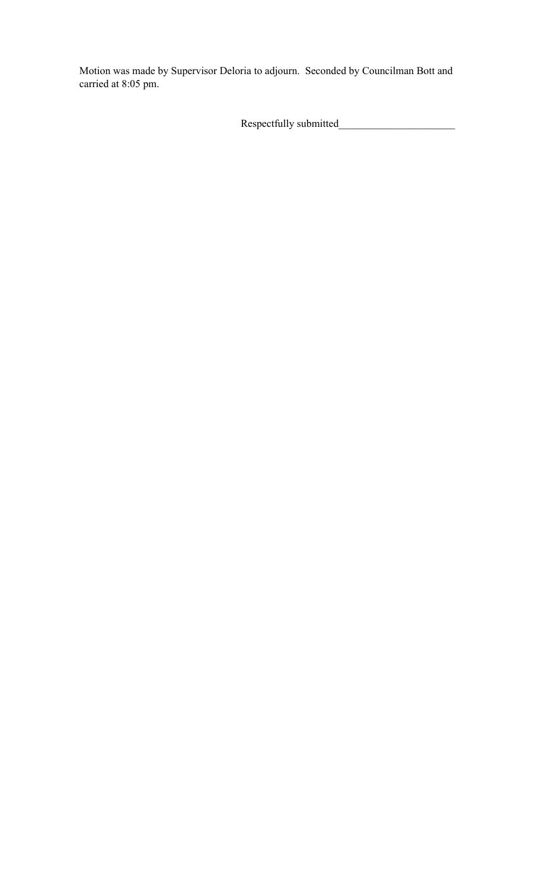Motion was made by Supervisor Deloria to adjourn. Seconded by Councilman Bott and carried at 8:05 pm.

Respectfully submitted_____________________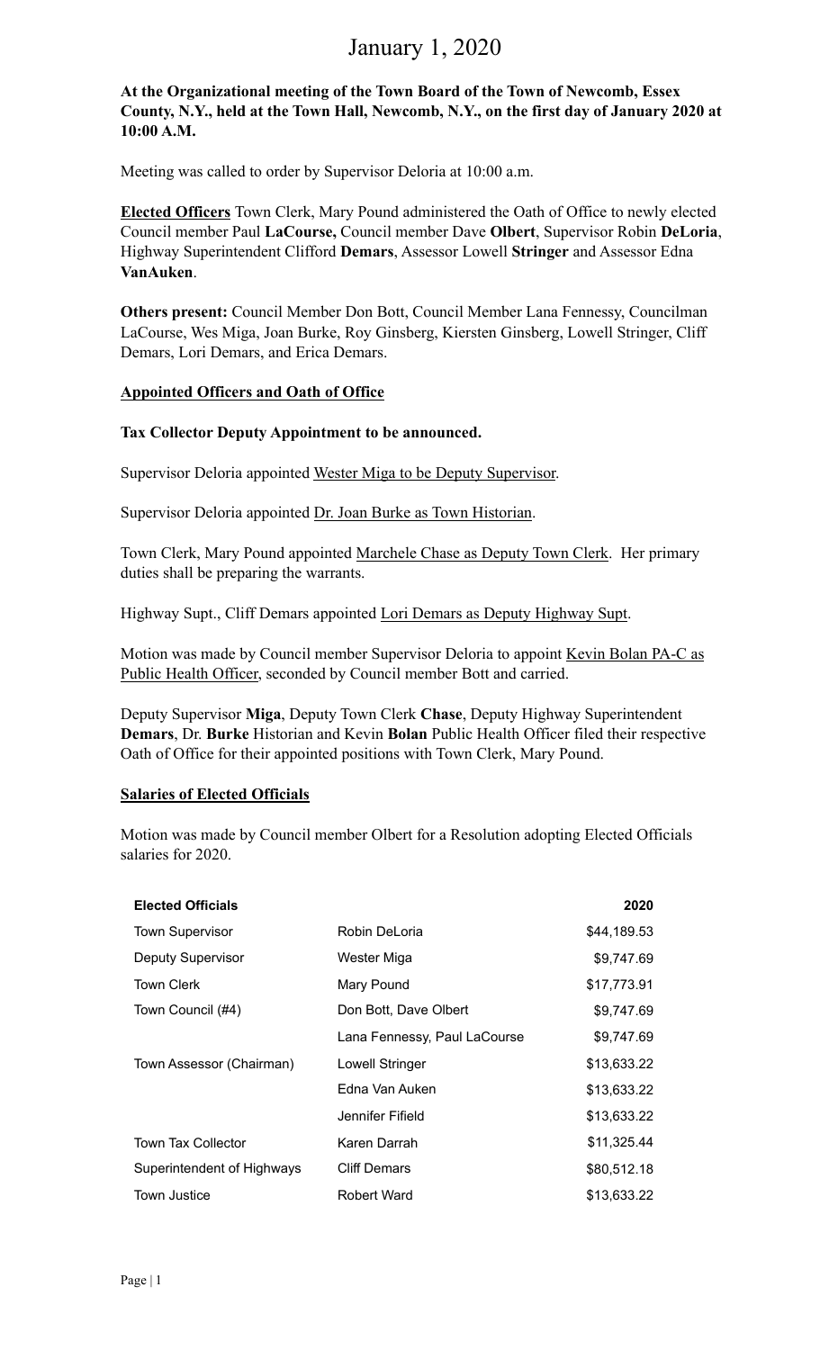# January 1, 2020

**At the Organizational meeting of the Town Board of the Town of Newcomb, Essex County, N.Y., held at the Town Hall, Newcomb, N.Y., on the first day of January 2020 at 10:00 A.M.**

Meeting was called to order by Supervisor Deloria at 10:00 a.m.

**Elected Officers** Town Clerk, Mary Pound administered the Oath of Office to newly elected Council member Paul **LaCourse,** Council member Dave **Olbert**, Supervisor Robin **DeLoria**, Highway Superintendent Clifford **Demars**, Assessor Lowell **Stringer** and Assessor Edna **VanAuken**.

**Others present:** Council Member Don Bott, Council Member Lana Fennessy, Councilman LaCourse, Wes Miga, Joan Burke, Roy Ginsberg, Kiersten Ginsberg, Lowell Stringer, Cliff Demars, Lori Demars, and Erica Demars.

**Appointed Officers and Oath of Office**

**Tax Collector Deputy Appointment to be announced.**

Supervisor Deloria appointed Wester Miga to be Deputy Supervisor.

Supervisor Deloria appointed Dr. Joan Burke as Town Historian.

Town Clerk, Mary Pound appointed Marchele Chase as Deputy Town Clerk. Her primary duties shall be preparing the warrants.

Highway Supt., Cliff Demars appointed Lori Demars as Deputy Highway Supt.

Motion was made by Council member Supervisor Deloria to appoint Kevin Bolan PA-C as Public Health Officer, seconded by Council member Bott and carried.

Deputy Supervisor **Miga**, Deputy Town Clerk **Chase**, Deputy Highway Superintendent **Demars**, Dr. **Burke** Historian and Kevin **Bolan** Public Health Officer filed their respective Oath of Office for their appointed positions with Town Clerk, Mary Pound.

**Salaries of Elected Officials**

Motion was made by Council member Olbert for a Resolution adopting Elected Officials salaries for 2020.

| Elected Officials | | 2020 |
|---|---|---|
| Town Supervisor | Robin DeLoria | $44,189.53 |
| Deputy Supervisor | Wester Miga | $9,747.69 |
| Town Clerk | Mary Pound | $17,773.91 |
| Town Council (#4) | Don Bott, Dave Olbert | $9,747.69 |
| | Lana Fennessy, Paul LaCourse | $9,747.69 |
| Town Assessor (Chairman) | Lowell Stringer | $13,633.22 |
| | Edna Van Auken | $13,633.22 |
| | Jennifer Fifield | $13,633.22 |
| Town Tax Collector | Karen Darrah | $11,325.44 |
| Superintendent of Highways | Cliff Demars | $80,512.18 |
| Town Justice | Robert Ward | $13,633.22 |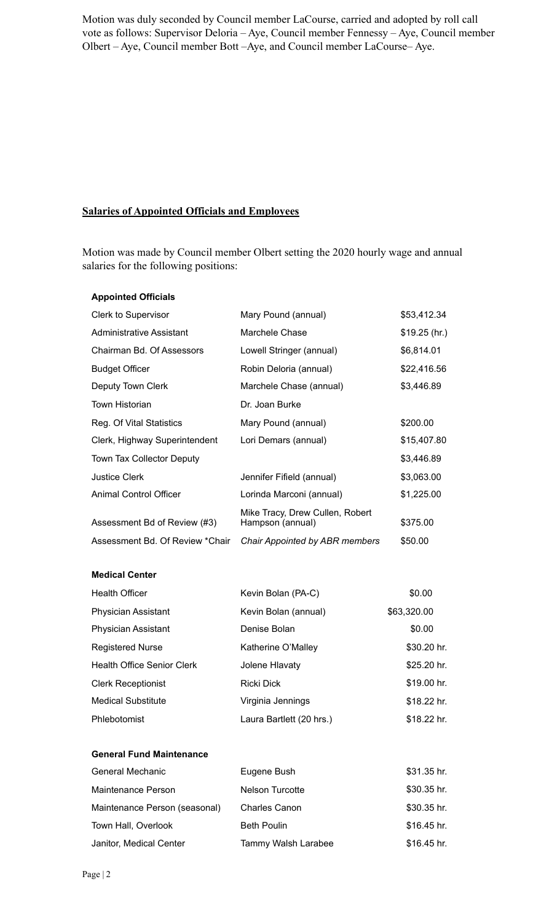Motion was duly seconded by Council member LaCourse, carried and adopted by roll call vote as follows: Supervisor Deloria – Aye, Council member Fennessy – Aye, Council member Olbert – Aye, Council member Bott –Aye, and Council member LaCourse– Aye.

**Salaries of Appointed Officials and Employees**

Motion was made by Council member Olbert setting the 2020 hourly wage and annual salaries for the following positions:

| **Appointed Officials** | | |
|---|---|---|
| Clerk to Supervisor | Mary Pound (annual) | $53,412.34 |
| Administrative Assistant | Marchele Chase | $19.25 (hr.) |
| Chairman Bd. Of Assessors | Lowell Stringer (annual) | $6,814.01 |
| Budget Officer | Robin Deloria (annual) | $22,416.56 |
| Deputy Town Clerk | Marchele Chase (annual) | $3,446.89 |
| Town Historian | Dr. Joan Burke | |
| Reg. Of Vital Statistics | Mary Pound (annual) | $200.00 |
| Clerk, Highway Superintendent | Lori Demars (annual) | $15,407.80 |
| Town Tax Collector Deputy | | $3,446.89 |
| Justice Clerk | Jennifer Fifield (annual) | $3,063.00 |
| Animal Control Officer | Lorinda Marconi (annual) | $1,225.00 |
| Assessment Bd of Review (#3) | Mike Tracy, Drew Cullen, Robert Hampson (annual) | $375.00 |
| Assessment Bd. Of Review *Chair | *Chair Appointed by ABR members* | $50.00 |

| **Medical Center** | | |
|---|---|---|
| Health Officer | Kevin Bolan (PA-C) | $0.00 |
| Physician Assistant | Kevin Bolan (annual) | $63,320.00 |
| Physician Assistant | Denise Bolan | $0.00 |
| Registered Nurse | Katherine O'Malley | $30.20 hr. |
| Health Office Senior Clerk | Jolene Hlavaty | $25.20 hr. |
| Clerk Receptionist | Ricki Dick | $19.00 hr. |
| Medical Substitute | Virginia Jennings | $18.22 hr. |
| Phlebotomist | Laura Bartlett (20 hrs.) | $18.22 hr. |

| **General Fund Maintenance** | | |
|---|---|---|
| General Mechanic | Eugene Bush | $31.35 hr. |
| Maintenance Person | Nelson Turcotte | $30.35 hr. |
| Maintenance Person (seasonal) | Charles Canon | $30.35 hr. |
| Town Hall, Overlook | Beth Poulin | $16.45 hr. |
| Janitor, Medical Center | Tammy Walsh Larabee | $16.45 hr. |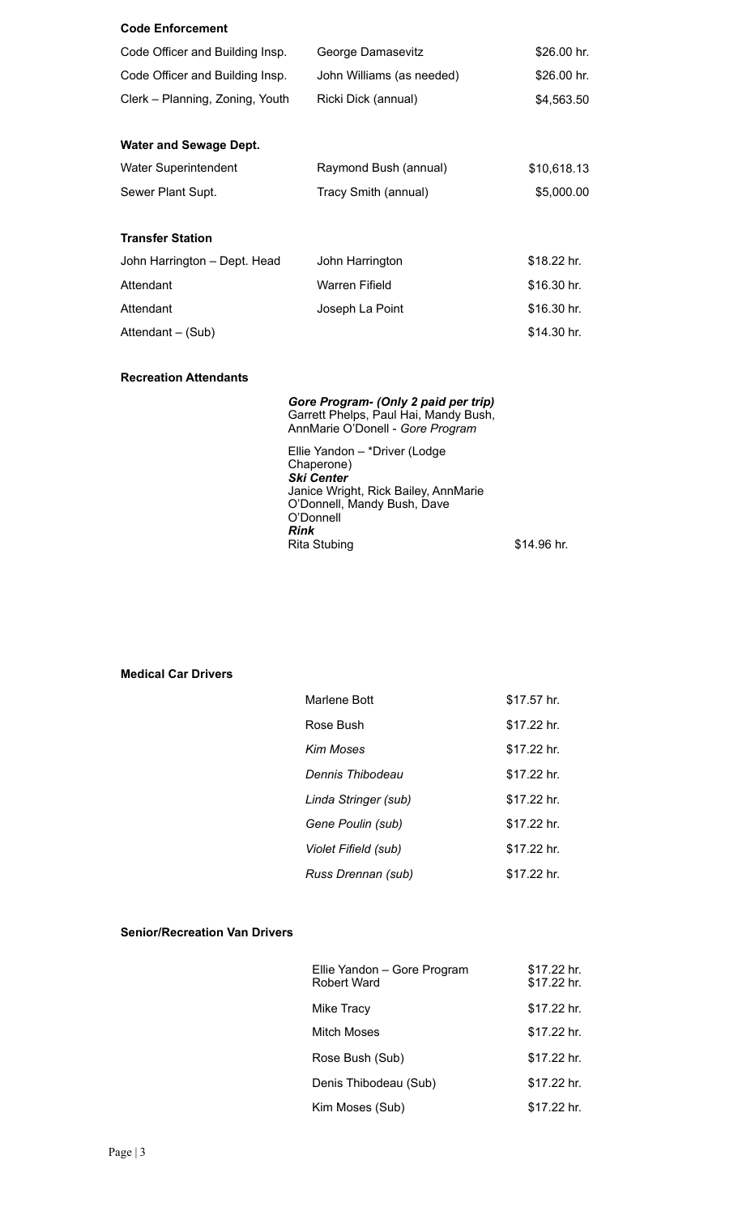**Code Enforcement**

| | | |
|---|---|---|
| Code Officer and Building Insp. | George Damasevitz | $26.00 hr. |
| Code Officer and Building Insp. | John Williams (as needed) | $26.00 hr. |
| Clerk – Planning, Zoning, Youth | Ricki Dick (annual) | $4,563.50 |

**Water and Sewage Dept.**

| | | |
|---|---|---|
| Water Superintendent | Raymond Bush (annual) | $10,618.13 |
| Sewer Plant Supt. | Tracy Smith (annual) | $5,000.00 |

**Transfer Station**

| | | |
|---|---|---|
| John Harrington – Dept. Head | John Harrington | $18.22 hr. |
| Attendant | Warren Fifield | $16.30 hr. |
| Attendant | Joseph La Point | $16.30 hr. |
| Attendant – (Sub) | | $14.30 hr. |

**Recreation Attendants**

***Gore Program- (Only 2 paid per trip)***
Garrett Phelps, Paul Hai, Mandy Bush, AnnMarie O'Donell - *Gore Program*

Ellie Yandon – *Driver (Lodge Chaperone)
***Ski Center***
Janice Wright, Rick Bailey, AnnMarie O'Donnell, Mandy Bush, Dave O'Donnell
***Rink***
Rita Stubing — $14.96 hr.

**Medical Car Drivers**

| | |
|---|---|
| Marlene Bott | $17.57 hr. |
| Rose Bush | $17.22 hr. |
| *Kim Moses* | $17.22 hr. |
| *Dennis Thibodeau* | $17.22 hr. |
| *Linda Stringer (sub)* | $17.22 hr. |
| *Gene Poulin (sub)* | $17.22 hr. |
| *Violet Fifield (sub)* | $17.22 hr. |
| *Russ Drennan (sub)* | $17.22 hr. |

**Senior/Recreation Van Drivers**

| | |
|---|---|
| Ellie Yandon – Gore Program | $17.22 hr. |
| Robert Ward | $17.22 hr. |
| Mike Tracy | $17.22 hr. |
| Mitch Moses | $17.22 hr. |
| Rose Bush (Sub) | $17.22 hr. |
| Denis Thibodeau (Sub) | $17.22 hr. |
| Kim Moses (Sub) | $17.22 hr. |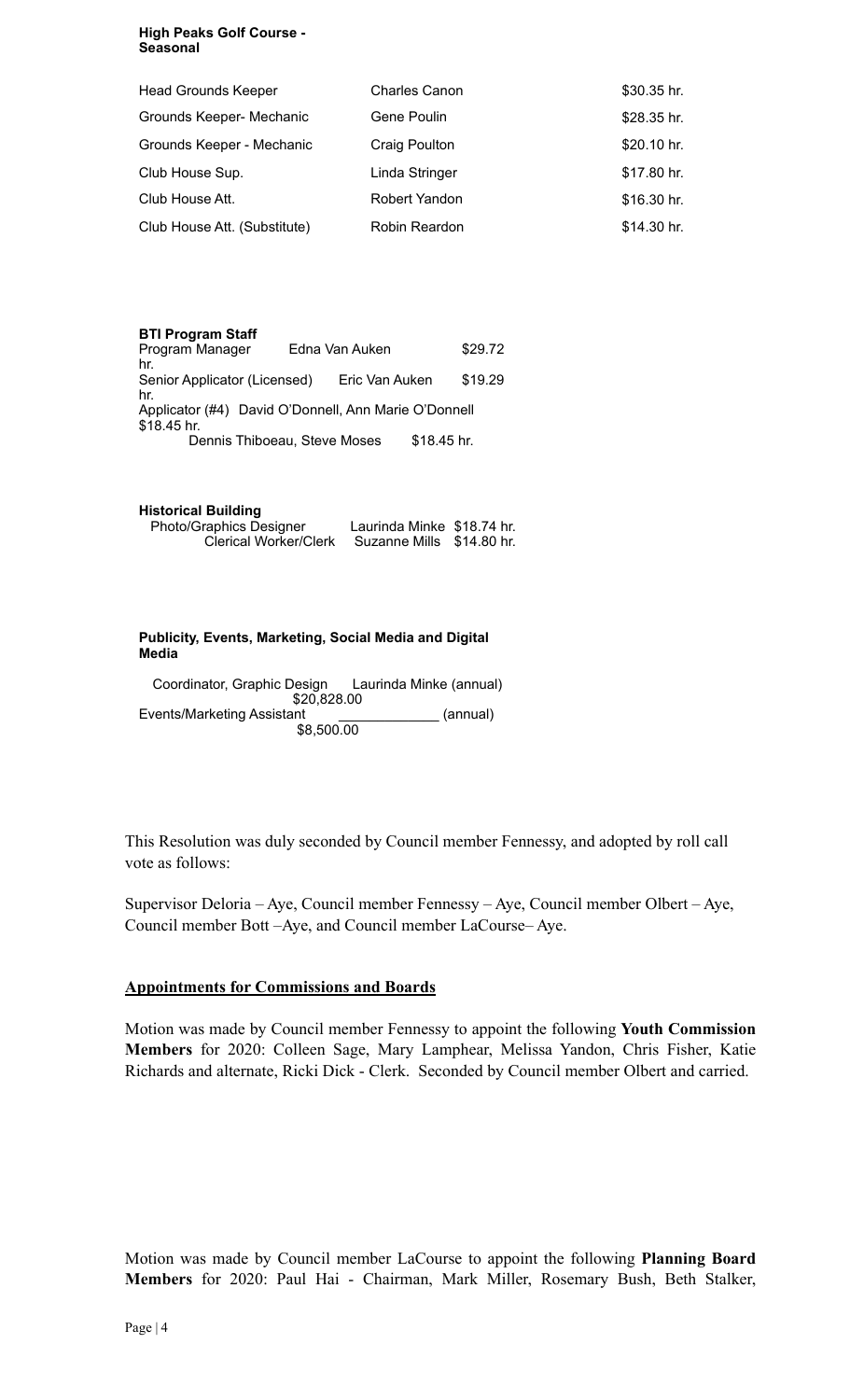**High Peaks Golf Course - Seasonal**

| | | |
|---|---|---|
| Head Grounds Keeper | Charles Canon | $30.35 hr. |
| Grounds Keeper- Mechanic | Gene Poulin | $28.35 hr. |
| Grounds Keeper - Mechanic | Craig Poulton | $20.10 hr. |
| Club House Sup. | Linda Stringer | $17.80 hr. |
| Club House Att. | Robert Yandon | $16.30 hr. |
| Club House Att. (Substitute) | Robin Reardon | $14.30 hr. |

**BTI Program Staff**

| | | |
|---|---|---|
| Program Manager | Edna Van Auken | $29.72 hr. |
| Senior Applicator (Licensed) | Eric Van Auken | $19.29 hr. |
| Applicator (#4) | David O'Donnell, Ann Marie O'Donnell | $18.45 hr. |
| | Dennis Thiboeau, Steve Moses | $18.45 hr. |

**Historical Building**

| | | |
|---|---|---|
| Photo/Graphics Designer | Laurinda Minke | $18.74 hr. |
| Clerical Worker/Clerk | Suzanne Mills | $14.80 hr. |

**Publicity, Events, Marketing, Social Media and Digital Media**

| | | |
|---|---|---|
| Coordinator, Graphic Design | Laurinda Minke (annual) | $20,828.00 |
| Events/Marketing Assistant | _____________ (annual) | $8,500.00 |

This Resolution was duly seconded by Council member Fennessy, and adopted by roll call vote as follows:

Supervisor Deloria – Aye, Council member Fennessy – Aye, Council member Olbert – Aye, Council member Bott –Aye, and Council member LaCourse– Aye.

**Appointments for Commissions and Boards**

Motion was made by Council member Fennessy to appoint the following **Youth Commission Members** for 2020: Colleen Sage, Mary Lamphear, Melissa Yandon, Chris Fisher, Katie Richards and alternate, Ricki Dick - Clerk. Seconded by Council member Olbert and carried.

Motion was made by Council member LaCourse to appoint the following **Planning Board Members** for 2020: Paul Hai - Chairman, Mark Miller, Rosemary Bush, Beth Stalker,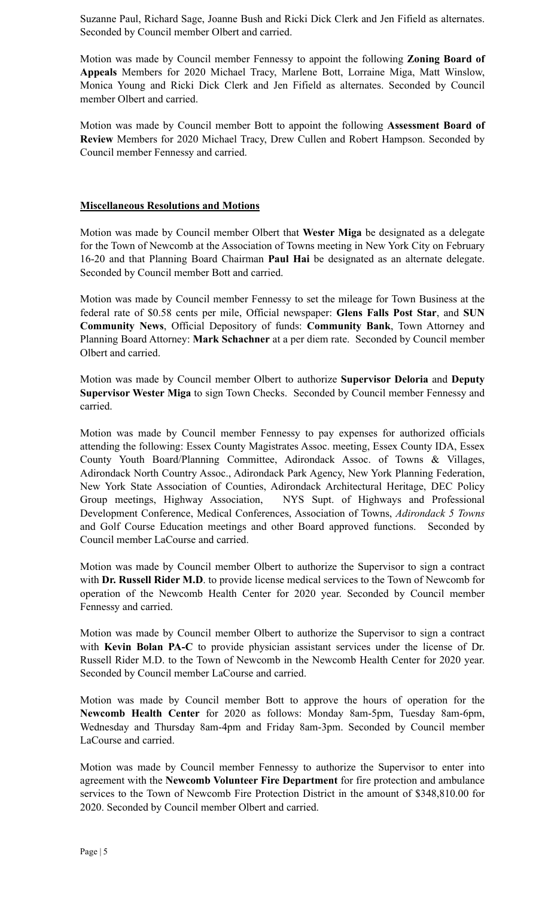Suzanne Paul, Richard Sage, Joanne Bush and Ricki Dick Clerk and Jen Fifield as alternates. Seconded by Council member Olbert and carried.

Motion was made by Council member Fennessy to appoint the following **Zoning Board of Appeals** Members for 2020 Michael Tracy, Marlene Bott, Lorraine Miga, Matt Winslow, Monica Young and Ricki Dick Clerk and Jen Fifield as alternates. Seconded by Council member Olbert and carried.

Motion was made by Council member Bott to appoint the following **Assessment Board of Review** Members for 2020 Michael Tracy, Drew Cullen and Robert Hampson. Seconded by Council member Fennessy and carried.

**Miscellaneous Resolutions and Motions**

Motion was made by Council member Olbert that **Wester Miga** be designated as a delegate for the Town of Newcomb at the Association of Towns meeting in New York City on February 16-20 and that Planning Board Chairman **Paul Hai** be designated as an alternate delegate. Seconded by Council member Bott and carried.

Motion was made by Council member Fennessy to set the mileage for Town Business at the federal rate of $0.58 cents per mile, Official newspaper: **Glens Falls Post Star**, and **SUN Community News**, Official Depository of funds: **Community Bank**, Town Attorney and Planning Board Attorney: **Mark Schachner** at a per diem rate. Seconded by Council member Olbert and carried.

Motion was made by Council member Olbert to authorize **Supervisor Deloria** and **Deputy Supervisor Wester Miga** to sign Town Checks. Seconded by Council member Fennessy and carried.

Motion was made by Council member Fennessy to pay expenses for authorized officials attending the following: Essex County Magistrates Assoc. meeting, Essex County IDA, Essex County Youth Board/Planning Committee, Adirondack Assoc. of Towns & Villages, Adirondack North Country Assoc., Adirondack Park Agency, New York Planning Federation, New York State Association of Counties, Adirondack Architectural Heritage, DEC Policy Group meetings, Highway Association, NYS Supt. of Highways and Professional Development Conference, Medical Conferences, Association of Towns, *Adirondack 5 Towns* and Golf Course Education meetings and other Board approved functions. Seconded by Council member LaCourse and carried.

Motion was made by Council member Olbert to authorize the Supervisor to sign a contract with **Dr. Russell Rider M.D**. to provide license medical services to the Town of Newcomb for operation of the Newcomb Health Center for 2020 year. Seconded by Council member Fennessy and carried.

Motion was made by Council member Olbert to authorize the Supervisor to sign a contract with **Kevin Bolan PA-C** to provide physician assistant services under the license of Dr. Russell Rider M.D. to the Town of Newcomb in the Newcomb Health Center for 2020 year. Seconded by Council member LaCourse and carried.

Motion was made by Council member Bott to approve the hours of operation for the **Newcomb Health Center** for 2020 as follows: Monday 8am-5pm, Tuesday 8am-6pm, Wednesday and Thursday 8am-4pm and Friday 8am-3pm. Seconded by Council member LaCourse and carried.

Motion was made by Council member Fennessy to authorize the Supervisor to enter into agreement with the **Newcomb Volunteer Fire Department** for fire protection and ambulance services to the Town of Newcomb Fire Protection District in the amount of $348,810.00 for 2020. Seconded by Council member Olbert and carried.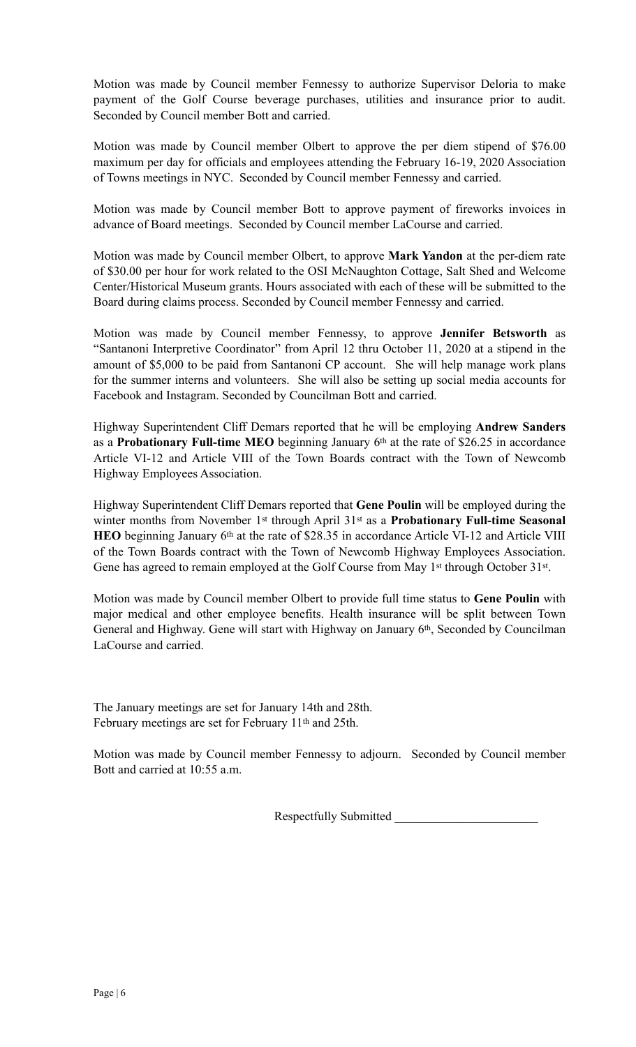Motion was made by Council member Fennessy to authorize Supervisor Deloria to make payment of the Golf Course beverage purchases, utilities and insurance prior to audit. Seconded by Council member Bott and carried.

Motion was made by Council member Olbert to approve the per diem stipend of $76.00 maximum per day for officials and employees attending the February 16-19, 2020 Association of Towns meetings in NYC. Seconded by Council member Fennessy and carried.

Motion was made by Council member Bott to approve payment of fireworks invoices in advance of Board meetings. Seconded by Council member LaCourse and carried.

Motion was made by Council member Olbert, to approve **Mark Yandon** at the per-diem rate of $30.00 per hour for work related to the OSI McNaughton Cottage, Salt Shed and Welcome Center/Historical Museum grants. Hours associated with each of these will be submitted to the Board during claims process. Seconded by Council member Fennessy and carried.

Motion was made by Council member Fennessy, to approve **Jennifer Betsworth** as "Santanoni Interpretive Coordinator" from April 12 thru October 11, 2020 at a stipend in the amount of $5,000 to be paid from Santanoni CP account. She will help manage work plans for the summer interns and volunteers. She will also be setting up social media accounts for Facebook and Instagram. Seconded by Councilman Bott and carried.

Highway Superintendent Cliff Demars reported that he will be employing **Andrew Sanders** as a **Probationary Full-time MEO** beginning January 6th at the rate of $26.25 in accordance Article VI-12 and Article VIII of the Town Boards contract with the Town of Newcomb Highway Employees Association.

Highway Superintendent Cliff Demars reported that **Gene Poulin** will be employed during the winter months from November 1st through April 31st as a **Probationary Full-time Seasonal HEO** beginning January 6th at the rate of $28.35 in accordance Article VI-12 and Article VIII of the Town Boards contract with the Town of Newcomb Highway Employees Association. Gene has agreed to remain employed at the Golf Course from May 1st through October 31st.

Motion was made by Council member Olbert to provide full time status to **Gene Poulin** with major medical and other employee benefits. Health insurance will be split between Town General and Highway. Gene will start with Highway on January 6th, Seconded by Councilman LaCourse and carried.

The January meetings are set for January 14th and 28th.
February meetings are set for February 11th and 25th.

Motion was made by Council member Fennessy to adjourn. Seconded by Council member Bott and carried at 10:55 a.m.

Respectfully Submitted _______________________